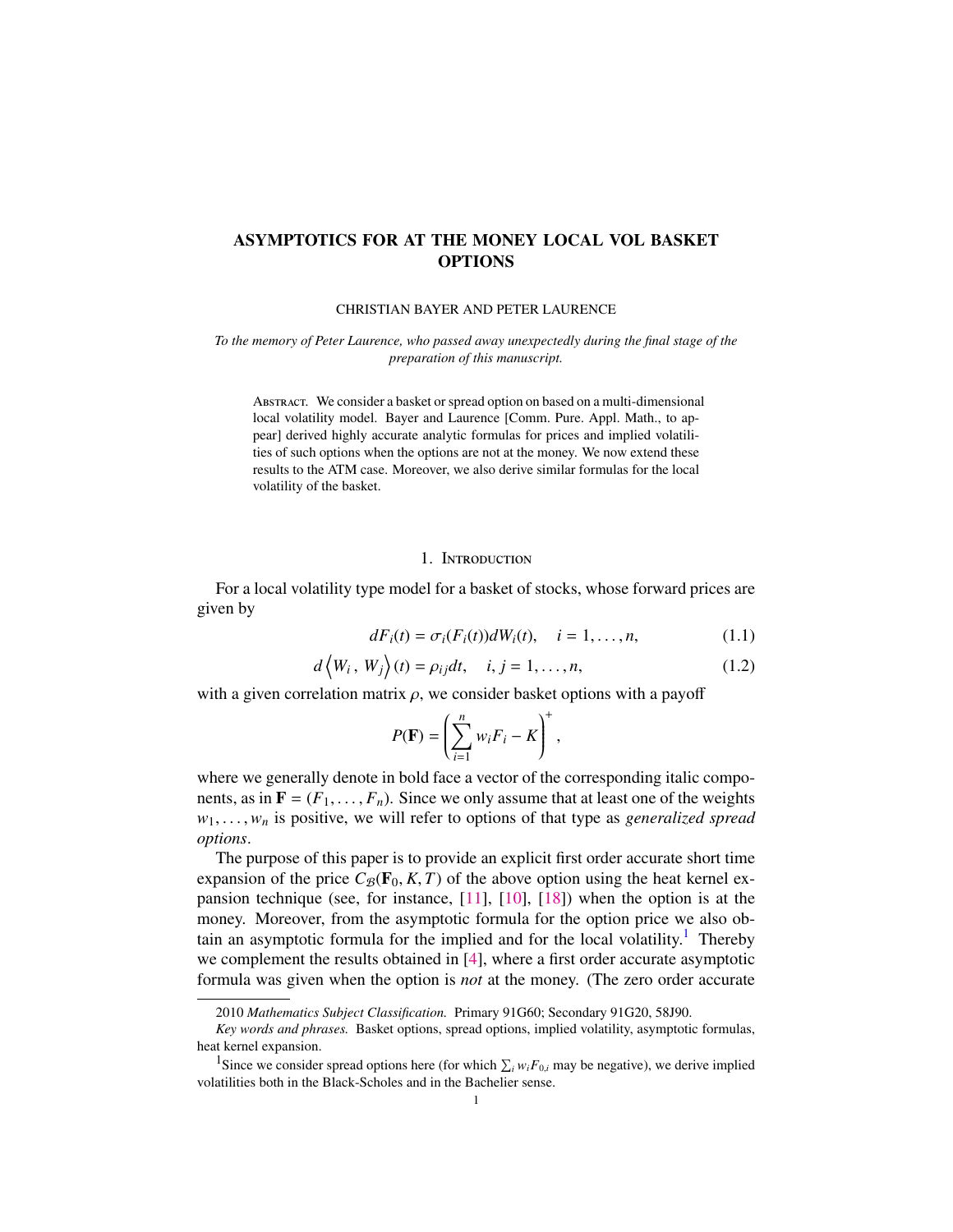# ASYMPTOTICS FOR AT THE MONEY LOCAL VOL BASKET OPTIONS

CHRISTIAN BAYER AND PETER LAURENCE

*To the memory of Peter Laurence, who passed away unexpectedly during the final stage of the preparation of this manuscript.*

Abstract. We consider a basket or spread option on based on a multi-dimensional local volatility model. Bayer and Laurence [Comm. Pure. Appl. Math., to appear] derived highly accurate analytic formulas for prices and implied volatilities of such options when the options are not at the money. We now extend these results to the ATM case. Moreover, we also derive similar formulas for the local volatility of the basket.

## 1. Introduction

For a local volatility type model for a basket of stocks, whose forward prices are given by

$$dF_i(t) = \sigma_i(F_i(t))dW_i(t), \quad i = 1, \dots, n, \tag{1.1}$$

$$d\left\langle W_i\,,\,W_j\right\rangle(t) = \rho_{ij}dt, \quad i, j = 1, \dots, n, \tag{1.2}$$

with a given correlation matrix $\rho$, we consider basket options with a payoff

$$P(\mathbf{F}) = \left(\sum_{i=1}^{n} w_i F_i - K\right)^+,$$

where we generally denote in bold face a vector of the corresponding italic components, as in $\mathbf{F} = (F_1, \dots, F_n)$. Since we only assume that at least one of the weights $w_1, \dots, w_n$ is positive, we will refer to options of that type as *generalized spread options*.

The purpose of this paper is to provide an explicit first order accurate short time expansion of the price $C_{\mathcal{B}}(\mathbf{F}_0, K, T)$ of the above option using the heat kernel expansion technique (see, for instance, [11], [10], [18]) when the option is at the money. Moreover, from the asymptotic formula for the option price we also obtain an asymptotic formula for the implied and for the local volatility.[1] Thereby we complement the results obtained in [4], where a first order accurate asymptotic formula was given when the option is *not* at the money. (The zero order accurate

2010 *Mathematics Subject Classification.* Primary 91G60; Secondary 91G20, 58J90.

*Key words and phrases.* Basket options, spread options, implied volatility, asymptotic formulas, heat kernel expansion.

[1] Since we consider spread options here (for which $\sum_i w_i F_{0,i}$ may be negative), we derive implied volatilities both in the Black-Scholes and in the Bachelier sense.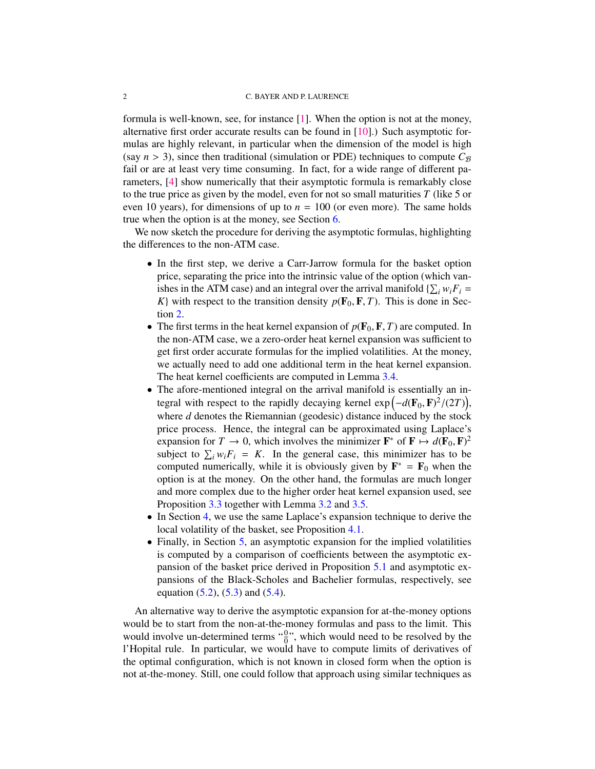formula is well-known, see, for instance [1]. When the option is not at the money, alternative first order accurate results can be found in [10].) Such asymptotic formulas are highly relevant, in particular when the dimension of the model is high (say $n > 3$), since then traditional (simulation or PDE) techniques to compute $C_{\mathcal{B}}$ fail or are at least very time consuming. In fact, for a wide range of different parameters, [4] show numerically that their asymptotic formula is remarkably close to the true price as given by the model, even for not so small maturities $T$ (like 5 or even 10 years), for dimensions of up to $n = 100$ (or even more). The same holds true when the option is at the money, see Section 6.

We now sketch the procedure for deriving the asymptotic formulas, highlighting the differences to the non-ATM case.

- In the first step, we derive a Carr-Jarrow formula for the basket option price, separating the price into the intrinsic value of the option (which vanishes in the ATM case) and an integral over the arrival manifold $\{\sum_i w_i F_i = K\}$ with respect to the transition density $p(\mathbf{F}_0, \mathbf{F}, T)$. This is done in Section 2.
- The first terms in the heat kernel expansion of $p(\mathbf{F}_0, \mathbf{F}, T)$ are computed. In the non-ATM case, we a zero-order heat kernel expansion was sufficient to get first order accurate formulas for the implied volatilities. At the money, we actually need to add one additional term in the heat kernel expansion. The heat kernel coefficients are computed in Lemma 3.4.
- The afore-mentioned integral on the arrival manifold is essentially an integral with respect to the rapidly decaying kernel $\exp\left(-d(\mathbf{F}_0, \mathbf{F})^2/(2T)\right)$, where $d$ denotes the Riemannian (geodesic) distance induced by the stock price process. Hence, the integral can be approximated using Laplace's expansion for $T \to 0$, which involves the minimizer $\mathbf{F}^*$ of $\mathbf{F} \mapsto d(\mathbf{F}_0, \mathbf{F})^2$ subject to $\sum_i w_i F_i = K$. In the general case, this minimizer has to be computed numerically, while it is obviously given by $\mathbf{F}^* = \mathbf{F}_0$ when the option is at the money. On the other hand, the formulas are much longer and more complex due to the higher order heat kernel expansion used, see Proposition 3.3 together with Lemma 3.2 and 3.5.
- In Section 4, we use the same Laplace's expansion technique to derive the local volatility of the basket, see Proposition 4.1.
- Finally, in Section 5, an asymptotic expansion for the implied volatilities is computed by a comparison of coefficients between the asymptotic expansion of the basket price derived in Proposition 5.1 and asymptotic expansions of the Black-Scholes and Bachelier formulas, respectively, see equation (5.2), (5.3) and (5.4).

An alternative way to derive the asymptotic expansion for at-the-money options would be to start from the non-at-the-money formulas and pass to the limit. This would involve un-determined terms "$\frac{0}{0}$", which would need to be resolved by the l'Hopital rule. In particular, we would have to compute limits of derivatives of the optimal configuration, which is not known in closed form when the option is not at-the-money. Still, one could follow that approach using similar techniques as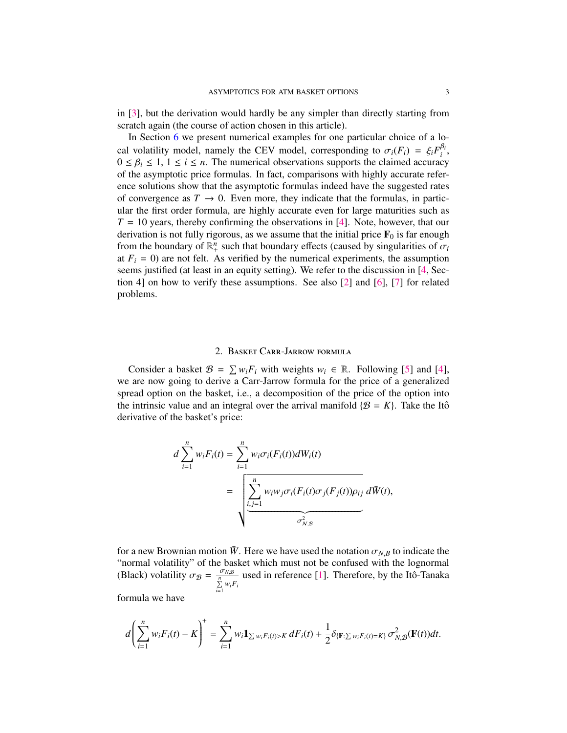in [3], but the derivation would hardly be any simpler than directly starting from scratch again (the course of action chosen in this article).

In Section 6 we present numerical examples for one particular choice of a local volatility model, namely the CEV model, corresponding to $\sigma_i(F_i) = \xi_i F_i^{\beta_i}$, $0 \le \beta_i \le 1$, $1 \le i \le n$. The numerical observations supports the claimed accuracy of the asymptotic price formulas. In fact, comparisons with highly accurate reference solutions show that the asymptotic formulas indeed have the suggested rates of convergence as $T \to 0$. Even more, they indicate that the formulas, in particular the first order formula, are highly accurate even for large maturities such as $T = 10$ years, thereby confirming the observations in [4]. Note, however, that our derivation is not fully rigorous, as we assume that the initial price $\mathbf{F}_0$ is far enough from the boundary of $\mathbb{R}_+^n$ such that boundary effects (caused by singularities of $\sigma_i$ at $F_i = 0$) are not felt. As verified by the numerical experiments, the assumption seems justified (at least in an equity setting). We refer to the discussion in [4, Section 4] on how to verify these assumptions. See also [2] and [6], [7] for related problems.

## 2. Basket Carr-Jarrow formula

Consider a basket $\mathcal{B} = \sum w_i F_i$ with weights $w_i \in \mathbb{R}$. Following [5] and [4], we are now going to derive a Carr-Jarrow formula for the price of a generalized spread option on the basket, i.e., a decomposition of the price of the option into the intrinsic value and an integral over the arrival manifold $\{\mathcal{B} = K\}$. Take the Itô derivative of the basket's price:

$$
\begin{aligned}
d\sum_{i=1}^{n} w_i F_i(t) &= \sum_{i=1}^{n} w_i \sigma_i(F_i(t)) dW_i(t) \\
&= \sqrt{\underbrace{\sum_{i,j=1}^{n} w_i w_j \sigma_i(F_i(t)\sigma_j(F_j(t))\rho_{ij}}_{\sigma_{N,\mathcal{B}}^2}}\, d\bar{W}(t),
\end{aligned}
$$

for a new Brownian motion $\bar{W}$. Here we have used the notation $\sigma_{N,B}$ to indicate the "normal volatility" of the basket which must not be confused with the lognormal (Black) volatility $\sigma_{\mathcal{B}} = \frac{\sigma_{N,\mathcal{B}}}{\sum_{i=1}^{n} w_i F_i}$ used in reference [1]. Therefore, by the Itô-Tanaka formula we have

$$
d\left(\sum_{i=1}^{n} w_i F_i(t) - K\right)^+ = \sum_{i=1}^{n} w_i \mathbf{1}_{\sum w_i F_i(t) > K}\, dF_i(t) + \frac{1}{2}\delta_{\{\mathbf{F}:\sum w_i F_i(t) = K\}}\, \sigma_{N,\mathcal{B}}^2(\mathbf{F}(t))dt.
$$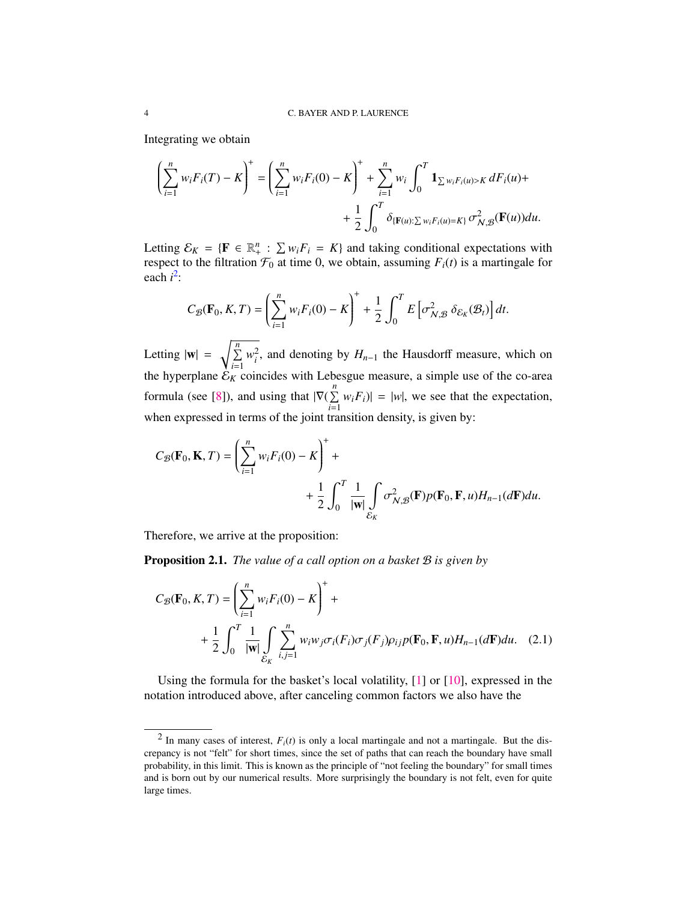Integrating we obtain

$$\left(\sum_{i=1}^{n} w_i F_i(T) - K\right)^+ = \left(\sum_{i=1}^{n} w_i F_i(0) - K\right)^+ + \sum_{i=1}^{n} w_i \int_0^T \mathbf{1}_{\sum w_i F_i(u) > K}\, dF_i(u) + \\ + \frac{1}{2}\int_0^T \delta_{\{\mathbf{F}(u):\sum w_i F_i(u) = K\}}\, \sigma^2_{\mathcal{N},\mathcal{B}}(\mathbf{F}(u)) du.$$

Letting $\mathcal{E}_K = \{\mathbf{F} \in \mathbb{R}^n_+ : \sum w_i F_i = K\}$ and taking conditional expectations with respect to the filtration $\mathcal{F}_0$ at time 0, we obtain, assuming $F_i(t)$ is a martingale for each $i$[2]:

$$C_{\mathcal{B}}(\mathbf{F}_0, K, T) = \left(\sum_{i=1}^{n} w_i F_i(0) - K\right)^+ + \frac{1}{2}\int_0^T E\left[\sigma^2_{\mathcal{N},\mathcal{B}}\, \delta_{\mathcal{E}_K}(\mathcal{B}_t)\right] dt.$$

Letting $|\mathbf{w}| = \sqrt{\sum_{i=1}^{n} w_i^2}$, and denoting by $H_{n-1}$ the Hausdorff measure, which on the hyperplane $\mathcal{E}_K$ coincides with Lebesgue measure, a simple use of the co-area formula (see [8]), and using that $|\nabla(\sum_{i=1}^{n} w_i F_i)| = |w|$, we see that the expectation, when expressed in terms of the joint transition density, is given by:

$$C_{\mathcal{B}}(\mathbf{F}_0, \mathbf{K}, T) = \left(\sum_{i=1}^{n} w_i F_i(0) - K\right)^+ + \\ + \frac{1}{2}\int_0^T \frac{1}{|\mathbf{w}|} \int_{\mathcal{E}_K} \sigma^2_{\mathcal{N},\mathcal{B}}(\mathbf{F}) p(\mathbf{F}_0, \mathbf{F}, u) H_{n-1}(d\mathbf{F}) du.$$

Therefore, we arrive at the proposition:

**Proposition 2.1.** *The value of a call option on a basket $\mathcal{B}$ is given by*

$$C_{\mathcal{B}}(\mathbf{F}_0, K, T) = \left(\sum_{i=1}^{n} w_i F_i(0) - K\right)^+ + \\ + \frac{1}{2}\int_0^T \frac{1}{|\mathbf{w}|} \int_{\mathcal{E}_K} \sum_{i,j=1}^{n} w_i w_j \sigma_i(F_i)\sigma_j(F_j)\rho_{ij} p(\mathbf{F}_0, \mathbf{F}, u) H_{n-1}(d\mathbf{F}) du. \quad (2.1)$$

Using the formula for the basket's local volatility, [1] or [10], expressed in the notation introduced above, after canceling common factors we also have the

[2] In many cases of interest, $F_i(t)$ is only a local martingale and not a martingale. But the discrepancy is not "felt" for short times, since the set of paths that can reach the boundary have small probability, in this limit. This is known as the principle of "not feeling the boundary" for small times and is born out by our numerical results. More surprisingly the boundary is not felt, even for quite large times.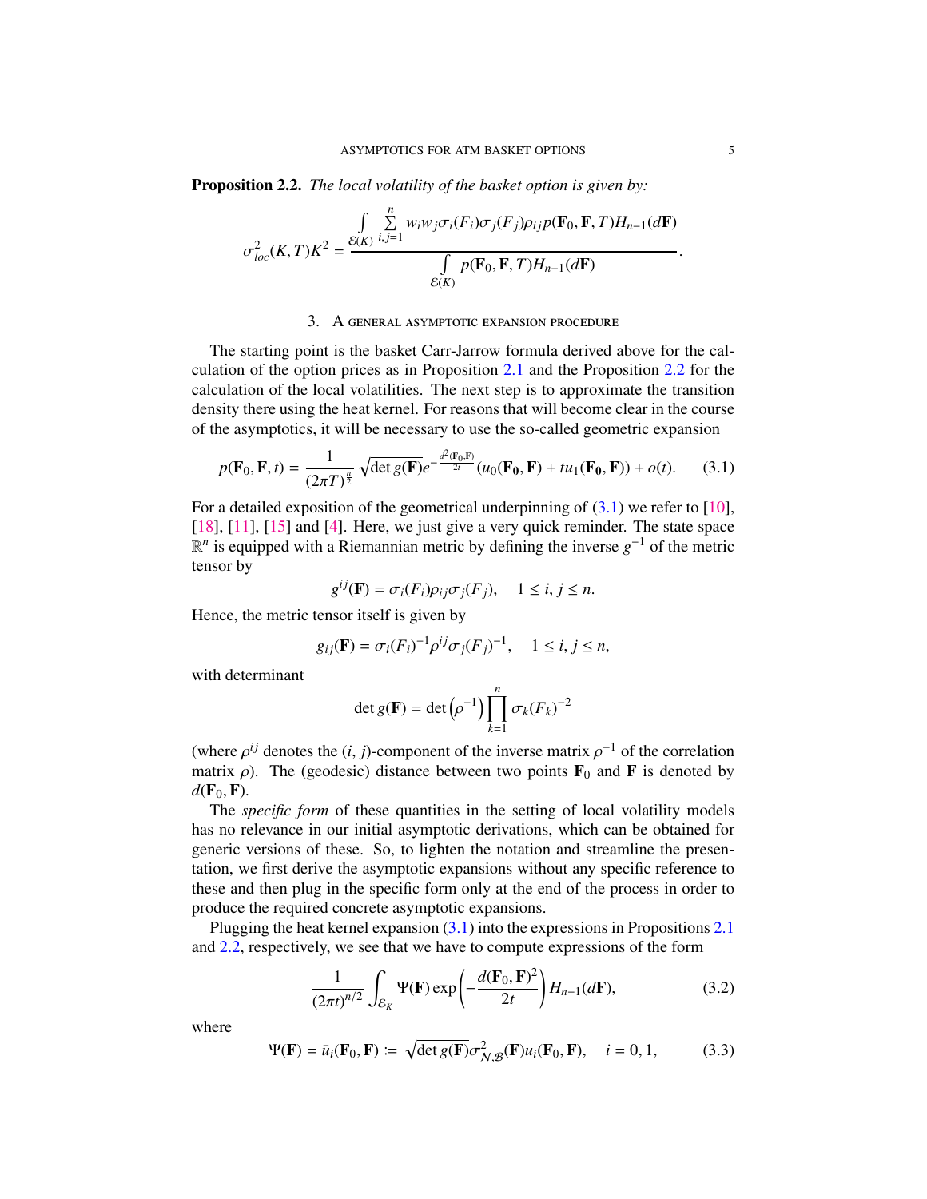**Proposition 2.2.** *The local volatility of the basket option is given by:*

$$\sigma_{loc}^2(K,T)K^2 = \frac{\int_{\mathcal{E}(K)} \sum_{i,j=1}^{n} w_i w_j \sigma_i(F_i)\sigma_j(F_j)\rho_{ij} p(\mathbf{F}_0,\mathbf{F},T) H_{n-1}(d\mathbf{F})}{\int_{\mathcal{E}(K)} p(\mathbf{F}_0,\mathbf{F},T) H_{n-1}(d\mathbf{F})}.$$

## 3. A general asymptotic expansion procedure

The starting point is the basket Carr-Jarrow formula derived above for the calculation of the option prices as in Proposition 2.1 and the Proposition 2.2 for the calculation of the local volatilities. The next step is to approximate the transition density there using the heat kernel. For reasons that will become clear in the course of the asymptotics, it will be necessary to use the so-called geometric expansion

$$p(\mathbf{F}_0,\mathbf{F},t) = \frac{1}{(2\pi T)^{\frac{n}{2}}} \sqrt{\det g(\mathbf{F})} e^{-\frac{d^2(\mathbf{F}_0,\mathbf{F})}{2t}} (u_0(\mathbf{F_0},\mathbf{F}) + t u_1(\mathbf{F_0},\mathbf{F})) + o(t). \tag{3.1}$$

For a detailed exposition of the geometrical underpinning of (3.1) we refer to [10], [18], [11], [15] and [4]. Here, we just give a very quick reminder. The state space $\mathbb{R}^n$ is equipped with a Riemannian metric by defining the inverse $g^{-1}$ of the metric tensor by

$$g^{ij}(\mathbf{F}) = \sigma_i(F_i)\rho_{ij}\sigma_j(F_j), \quad 1 \le i,j \le n.$$

Hence, the metric tensor itself is given by

$$g_{ij}(\mathbf{F}) = \sigma_i(F_i)^{-1}\rho^{ij}\sigma_j(F_j)^{-1}, \quad 1 \le i,j \le n,$$

with determinant

$$\det g(\mathbf{F}) = \det\left(\rho^{-1}\right)\prod_{k=1}^{n}\sigma_k(F_k)^{-2}$$

(where $\rho^{ij}$ denotes the $(i,j)$-component of the inverse matrix $\rho^{-1}$ of the correlation matrix $\rho$). The (geodesic) distance between two points $\mathbf{F}_0$ and $\mathbf{F}$ is denoted by $d(\mathbf{F}_0,\mathbf{F})$.

The *specific form* of these quantities in the setting of local volatility models has no relevance in our initial asymptotic derivations, which can be obtained for generic versions of these. So, to lighten the notation and streamline the presentation, we first derive the asymptotic expansions without any specific reference to these and then plug in the specific form only at the end of the process in order to produce the required concrete asymptotic expansions.

Plugging the heat kernel expansion (3.1) into the expressions in Propositions 2.1 and 2.2, respectively, we see that we have to compute expressions of the form

$$\frac{1}{(2\pi t)^{n/2}} \int_{\mathcal{E}_K} \Psi(\mathbf{F}) \exp\left(-\frac{d(\mathbf{F}_0,\mathbf{F})^2}{2t}\right) H_{n-1}(d\mathbf{F}), \tag{3.2}$$

where

$$\Psi(\mathbf{F}) = \bar{u}_i(\mathbf{F}_0,\mathbf{F}) := \sqrt{\det g(\mathbf{F})}\,\sigma_{\mathcal{N},\mathcal{B}}^2(\mathbf{F}) u_i(\mathbf{F}_0,\mathbf{F}), \quad i = 0,1, \tag{3.3}$$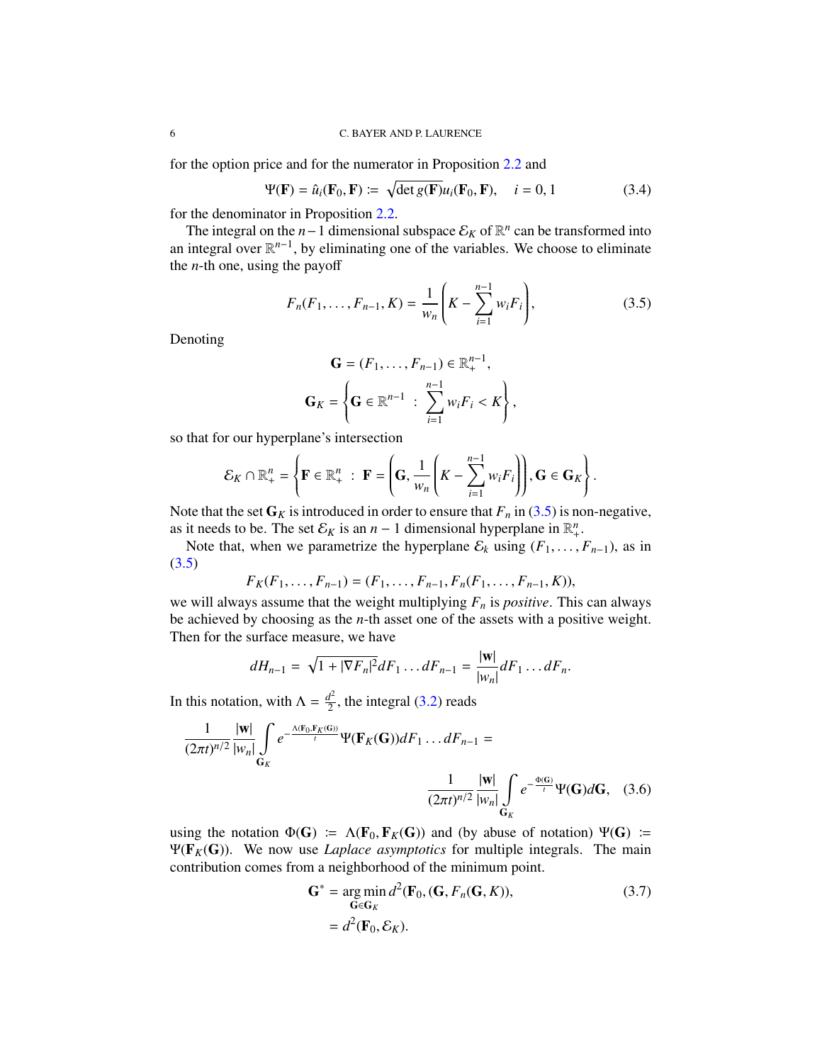for the option price and for the numerator in Proposition 2.2 and

$$\Psi(\mathbf{F}) = \hat{u}_i(\mathbf{F}_0, \mathbf{F}) \coloneqq \sqrt{\det g(\mathbf{F})}u_i(\mathbf{F}_0, \mathbf{F}), \quad i = 0, 1 \tag{3.4}$$

for the denominator in Proposition 2.2.

The integral on the $n-1$ dimensional subspace $\mathcal{E}_K$ of $\mathbb{R}^n$ can be transformed into an integral over $\mathbb{R}^{n-1}$, by eliminating one of the variables. We choose to eliminate the $n$-th one, using the payoff

$$F_n(F_1, \ldots, F_{n-1}, K) = \frac{1}{w_n}\left(K - \sum_{i=1}^{n-1} w_i F_i\right), \tag{3.5}$$

Denoting

$$\mathbf{G} = (F_1, \ldots, F_{n-1}) \in \mathbb{R}_+^{n-1},$$

$$\mathbf{G}_K = \left\{\mathbf{G} \in \mathbb{R}^{n-1} \ : \ \sum_{i=1}^{n-1} w_i F_i < K\right\},$$

so that for our hyperplane's intersection

$$\mathcal{E}_K \cap \mathbb{R}_+^n = \left\{\mathbf{F} \in \mathbb{R}_+^n \ : \ \mathbf{F} = \left(\mathbf{G}, \frac{1}{w_n}\left(K - \sum_{i=1}^{n-1} w_i F_i\right)\right), \mathbf{G} \in \mathbf{G}_K\right\}.$$

Note that the set $\mathbf{G}_K$ is introduced in order to ensure that $F_n$ in (3.5) is non-negative, as it needs to be. The set $\mathcal{E}_K$ is an $n-1$ dimensional hyperplane in $\mathbb{R}_+^n$.

Note that, when we parametrize the hyperplane $\mathcal{E}_k$ using $(F_1, \ldots, F_{n-1})$, as in (3.5)

$$F_K(F_1, \ldots, F_{n-1}) = (F_1, \ldots, F_{n-1}, F_n(F_1, \ldots, F_{n-1}, K)),$$

we will always assume that the weight multiplying $F_n$ is *positive*. This can always be achieved by choosing as the $n$-th asset one of the assets with a positive weight. Then for the surface measure, we have

$$dH_{n-1} = \sqrt{1 + |\nabla F_n|^2} dF_1 \ldots dF_{n-1} = \frac{|\mathbf{w}|}{|w_n|} dF_1 \ldots dF_n.$$

In this notation, with $\Lambda = \frac{d^2}{2}$, the integral (3.2) reads

$$\frac{1}{(2\pi t)^{n/2}} \frac{|\mathbf{w}|}{|w_n|} \int_{\mathbf{G}_K} e^{-\frac{\Lambda(\mathbf{F}_0, \mathbf{F}_K(\mathbf{G}))}{t}} \Psi(\mathbf{F}_K(\mathbf{G})) dF_1 \ldots dF_{n-1} = \frac{1}{(2\pi t)^{n/2}} \frac{|\mathbf{w}|}{|w_n|} \int_{\mathbf{G}_K} e^{-\frac{\Phi(\mathbf{G})}{t}} \Psi(\mathbf{G}) d\mathbf{G}, \tag{3.6}$$

using the notation $\Phi(\mathbf{G}) \coloneqq \Lambda(\mathbf{F}_0, \mathbf{F}_K(\mathbf{G}))$ and (by abuse of notation) $\Psi(\mathbf{G}) \coloneqq \Psi(\mathbf{F}_K(\mathbf{G}))$. We now use *Laplace asymptotics* for multiple integrals. The main contribution comes from a neighborhood of the minimum point.

$$\begin{aligned} \mathbf{G}^* &= \operatorname*{arg\,min}_{\mathbf{G} \in \mathbf{G}_K} d^2(\mathbf{F}_0, (\mathbf{G}, F_n(\mathbf{G}, K)), \\ &= d^2(\mathbf{F}_0, \mathcal{E}_K). \end{aligned} \tag{3.7}$$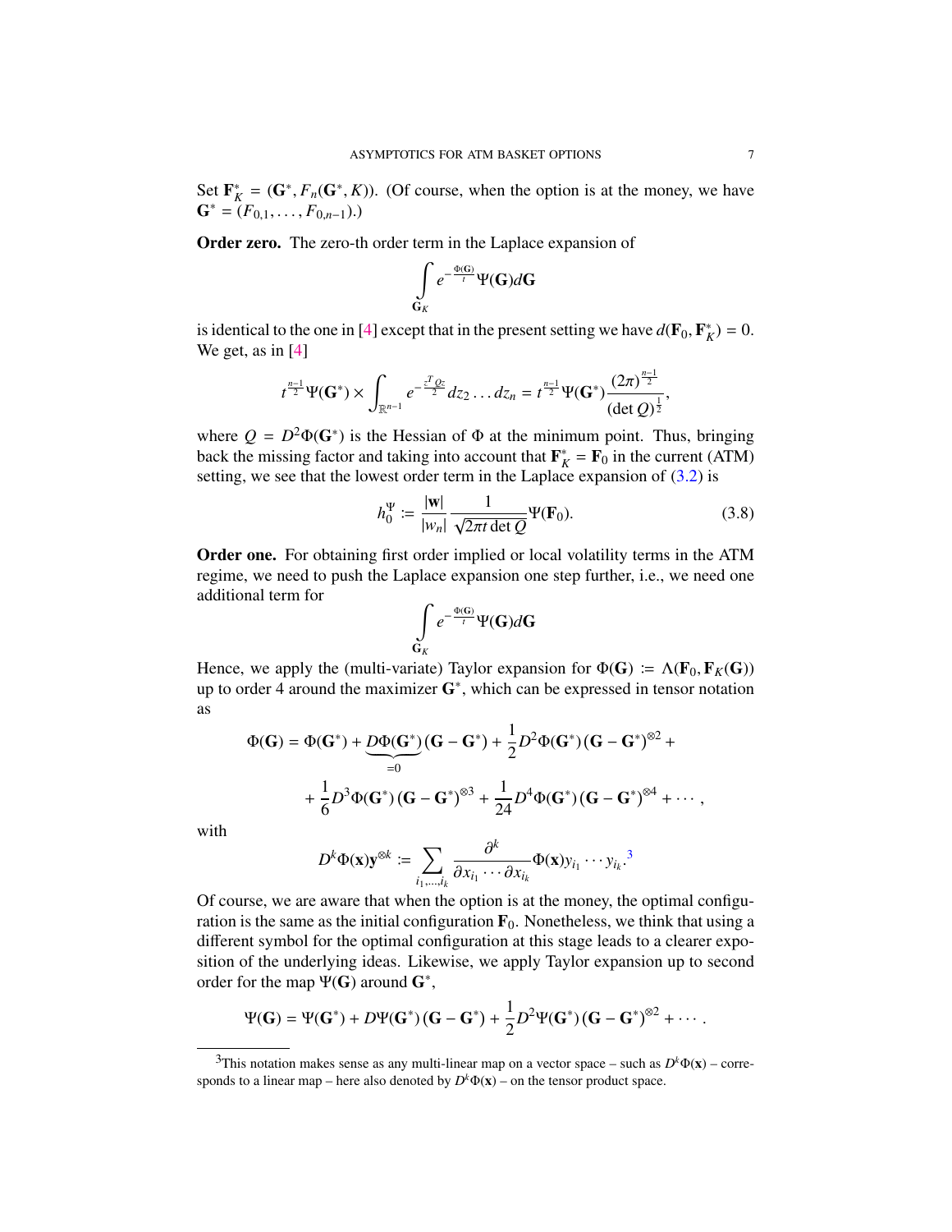Set $\mathbf{F}_K^* = (\mathbf{G}^*, F_n(\mathbf{G}^*, K))$. (Of course, when the option is at the money, we have $\mathbf{G}^* = (F_{0,1}, \dots, F_{0,n-1})$.)

**Order zero.** The zero-th order term in the Laplace expansion of

$$\int\limits_{\mathbf{G}_K} e^{-\frac{\Phi(\mathbf{G})}{t}} \Psi(\mathbf{G}) d\mathbf{G}$$

is identical to the one in [4] except that in the present setting we have $d(\mathbf{F}_0, \mathbf{F}_K^*) = 0$. We get, as in [4]

$$t^{\frac{n-1}{2}} \Psi(\mathbf{G}^*) \times \int_{\mathbb{R}^{n-1}} e^{-\frac{z^T Q z}{2}} dz_2 \dots dz_n = t^{\frac{n-1}{2}} \Psi(\mathbf{G}^*) \frac{(2\pi)^{\frac{n-1}{2}}}{(\det Q)^{\frac{1}{2}}},$$

where $Q = D^2\Phi(\mathbf{G}^*)$ is the Hessian of $\Phi$ at the minimum point. Thus, bringing back the missing factor and taking into account that $\mathbf{F}_K^* = \mathbf{F}_0$ in the current (ATM) setting, we see that the lowest order term in the Laplace expansion of (3.2) is

$$h_0^\Psi := \frac{|\mathbf{w}|}{|w_n|} \frac{1}{\sqrt{2\pi t \det Q}} \Psi(\mathbf{F}_0). \tag{3.8}$$

**Order one.** For obtaining first order implied or local volatility terms in the ATM regime, we need to push the Laplace expansion one step further, i.e., we need one additional term for

$$\int\limits_{\mathbf{G}_K} e^{-\frac{\Phi(\mathbf{G})}{t}} \Psi(\mathbf{G}) d\mathbf{G}$$

Hence, we apply the (multi-variate) Taylor expansion for $\Phi(\mathbf{G}) := \Lambda(\mathbf{F}_0, \mathbf{F}_K(\mathbf{G}))$ up to order 4 around the maximizer $\mathbf{G}^*$, which can be expressed in tensor notation as

$$\Phi(\mathbf{G}) = \Phi(\mathbf{G}^*) + \underbrace{D\Phi(\mathbf{G}^*)}_{=0} (\mathbf{G} - \mathbf{G}^*) + \frac{1}{2} D^2\Phi(\mathbf{G}^*) (\mathbf{G} - \mathbf{G}^*)^{\otimes 2} +$$
$$+ \frac{1}{6} D^3\Phi(\mathbf{G}^*) (\mathbf{G} - \mathbf{G}^*)^{\otimes 3} + \frac{1}{24} D^4\Phi(\mathbf{G}^*) (\mathbf{G} - \mathbf{G}^*)^{\otimes 4} + \cdots,$$

with

$$D^k\Phi(\mathbf{x})\mathbf{y}^{\otimes k} := \sum_{i_1, \dots, i_k} \frac{\partial^k}{\partial x_{i_1} \cdots \partial x_{i_k}} \Phi(\mathbf{x}) y_{i_1} \cdots y_{i_k}.$$ [3]

Of course, we are aware that when the option is at the money, the optimal configuration is the same as the initial configuration $\mathbf{F}_0$. Nonetheless, we think that using a different symbol for the optimal configuration at this stage leads to a clearer exposition of the underlying ideas. Likewise, we apply Taylor expansion up to second order for the map $\Psi(\mathbf{G})$ around $\mathbf{G}^*$,

$$\Psi(\mathbf{G}) = \Psi(\mathbf{G}^*) + D\Psi(\mathbf{G}^*) (\mathbf{G} - \mathbf{G}^*) + \frac{1}{2} D^2\Psi(\mathbf{G}^*) (\mathbf{G} - \mathbf{G}^*)^{\otimes 2} + \cdots.$$

---

[3] This notation makes sense as any multi-linear map on a vector space – such as $D^k\Phi(\mathbf{x})$ – corresponds to a linear map – here also denoted by $D^k\Phi(\mathbf{x})$ – on the tensor product space.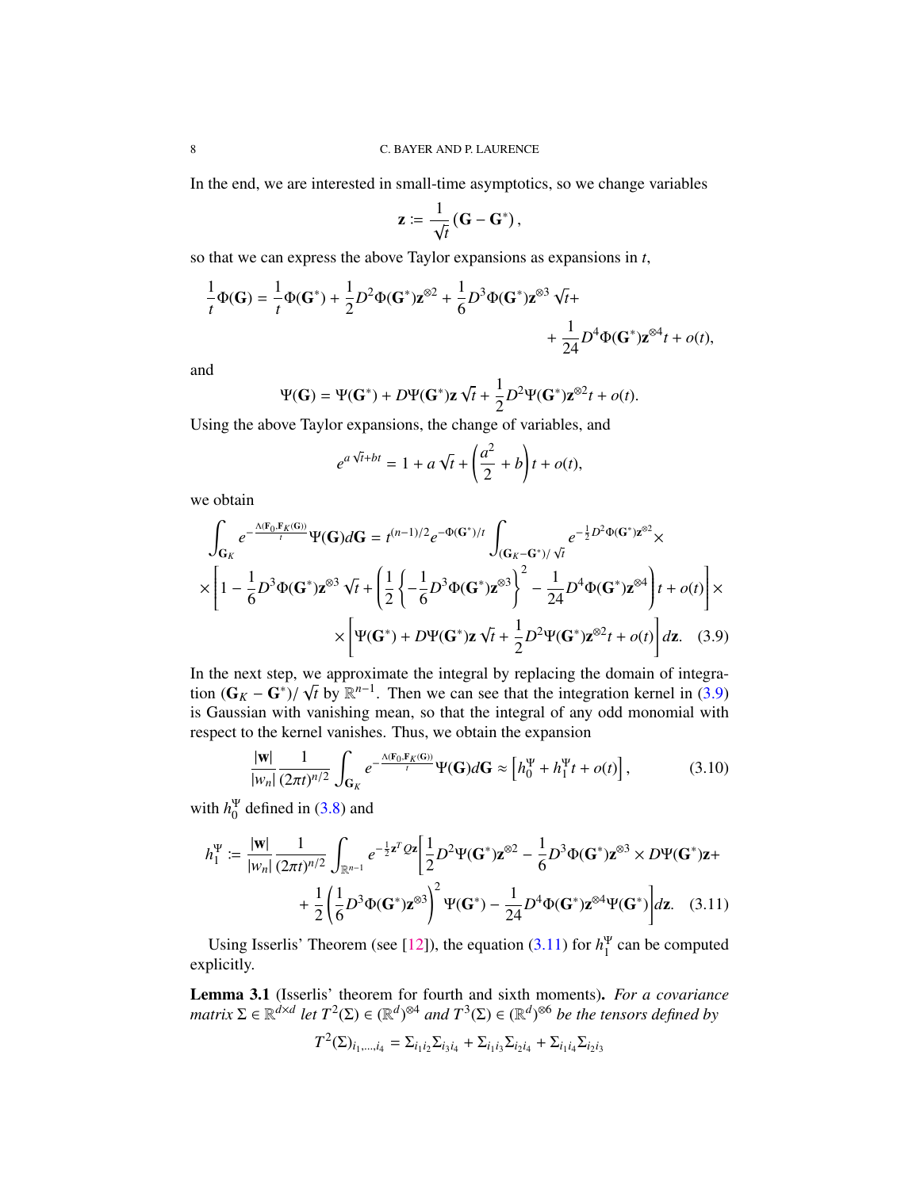In the end, we are interested in small-time asymptotics, so we change variables

$$\mathbf{z} := \frac{1}{\sqrt{t}} \left( \mathbf{G} - \mathbf{G}^* \right),$$

so that we can express the above Taylor expansions as expansions in $t$,

$$\frac{1}{t}\Phi(\mathbf{G}) = \frac{1}{t}\Phi(\mathbf{G}^*) + \frac{1}{2} D^2\Phi(\mathbf{G}^*)\mathbf{z}^{\otimes 2} + \frac{1}{6} D^3\Phi(\mathbf{G}^*)\mathbf{z}^{\otimes 3}\sqrt{t} + \\ + \frac{1}{24} D^4\Phi(\mathbf{G}^*)\mathbf{z}^{\otimes 4} t + o(t),$$

and

$$\Psi(\mathbf{G}) = \Psi(\mathbf{G}^*) + D\Psi(\mathbf{G}^*)\mathbf{z}\sqrt{t} + \frac{1}{2} D^2\Psi(\mathbf{G}^*)\mathbf{z}^{\otimes 2} t + o(t).$$

Using the above Taylor expansions, the change of variables, and

$$e^{a\sqrt{t} + bt} = 1 + a\sqrt{t} + \left( \frac{a^2}{2} + b \right) t + o(t),$$

we obtain

$$\int_{\mathbf{G}_K} e^{-\frac{\Lambda(\mathbf{F}_0, \mathbf{F}_K(\mathbf{G}))}{t}} \Psi(\mathbf{G}) d\mathbf{G} = t^{(n-1)/2} e^{-\Phi(\mathbf{G}^*)/t} \int_{(\mathbf{G}_K - \mathbf{G}^*)/\sqrt{t}} e^{-\frac{1}{2} D^2\Phi(\mathbf{G}^*)\mathbf{z}^{\otimes 2}} \times \\ \times \left[ 1 - \frac{1}{6} D^3\Phi(\mathbf{G}^*)\mathbf{z}^{\otimes 3}\sqrt{t} + \left( \frac{1}{2} \left\{ -\frac{1}{6} D^3\Phi(\mathbf{G}^*)\mathbf{z}^{\otimes 3} \right\}^2 - \frac{1}{24} D^4\Phi(\mathbf{G}^*)\mathbf{z}^{\otimes 4} \right) t + o(t) \right] \times \\ \times \left[ \Psi(\mathbf{G}^*) + D\Psi(\mathbf{G}^*)\mathbf{z}\sqrt{t} + \frac{1}{2} D^2\Psi(\mathbf{G}^*)\mathbf{z}^{\otimes 2} t + o(t) \right] d\mathbf{z}. \quad (3.9)$$

In the next step, we approximate the integral by replacing the domain of integration $(\mathbf{G}_K - \mathbf{G}^*)/\sqrt{t}$ by $\mathbb{R}^{n-1}$. Then we can see that the integration kernel in (3.9) is Gaussian with vanishing mean, so that the integral of any odd monomial with respect to the kernel vanishes. Thus, we obtain the expansion

$$\frac{|\mathbf{w}|}{|w_n|} \frac{1}{(2\pi t)^{n/2}} \int_{\mathbf{G}_K} e^{-\frac{\Lambda(\mathbf{F}_0, \mathbf{F}_K(\mathbf{G}))}{t}} \Psi(\mathbf{G}) d\mathbf{G} \approx \left[ h_0^\Psi + h_1^\Psi t + o(t) \right], \quad (3.10)$$

with $h_0^\Psi$ defined in (3.8) and

$$h_1^\Psi := \frac{|\mathbf{w}|}{|w_n|} \frac{1}{(2\pi t)^{n/2}} \int_{\mathbb{R}^{n-1}} e^{-\frac{1}{2}\mathbf{z}^T Q \mathbf{z}} \left[ \frac{1}{2} D^2\Psi(\mathbf{G}^*)\mathbf{z}^{\otimes 2} - \frac{1}{6} D^3\Phi(\mathbf{G}^*)\mathbf{z}^{\otimes 3} \times D\Psi(\mathbf{G}^*)\mathbf{z} + \\ + \frac{1}{2} \left( \frac{1}{6} D^3\Phi(\mathbf{G}^*)\mathbf{z}^{\otimes 3} \right)^2 \Psi(\mathbf{G}^*) - \frac{1}{24} D^4\Phi(\mathbf{G}^*)\mathbf{z}^{\otimes 4}\Psi(\mathbf{G}^*) \right] d\mathbf{z}. \quad (3.11)$$

Using Isserlis' Theorem (see [12]), the equation (3.11) for $h_1^\Psi$ can be computed explicitly.

**Lemma 3.1** (Isserlis' theorem for fourth and sixth moments). *For a covariance matrix $\Sigma \in \mathbb{R}^{d \times d}$ let $T^2(\Sigma) \in (\mathbb{R}^d)^{\otimes 4}$ and $T^3(\Sigma) \in (\mathbb{R}^d)^{\otimes 6}$ be the tensors defined by*

$$T^2(\Sigma)_{i_1,\ldots,i_4} = \Sigma_{i_1 i_2}\Sigma_{i_3 i_4} + \Sigma_{i_1 i_3}\Sigma_{i_2 i_4} + \Sigma_{i_1 i_4}\Sigma_{i_2 i_3}$$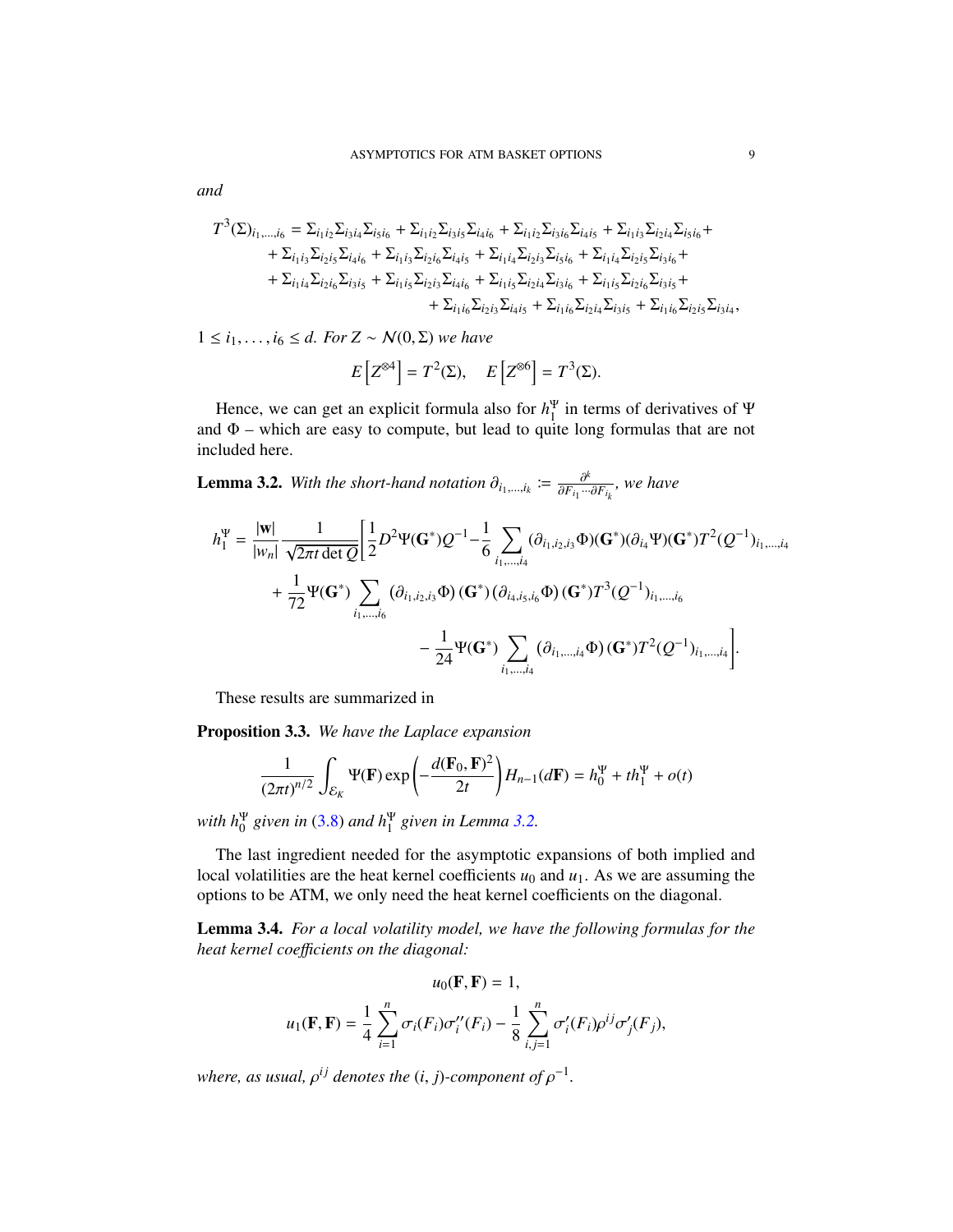*and*

$$
\begin{aligned}
T^3(\Sigma)_{i_1,\dots,i_6} = {} & \Sigma_{i_1i_2}\Sigma_{i_3i_4}\Sigma_{i_5i_6} + \Sigma_{i_1i_2}\Sigma_{i_3i_5}\Sigma_{i_4i_6} + \Sigma_{i_1i_2}\Sigma_{i_3i_6}\Sigma_{i_4i_5} + \Sigma_{i_1i_3}\Sigma_{i_2i_4}\Sigma_{i_5i_6} + \\
& + \Sigma_{i_1i_3}\Sigma_{i_2i_5}\Sigma_{i_4i_6} + \Sigma_{i_1i_3}\Sigma_{i_2i_6}\Sigma_{i_4i_5} + \Sigma_{i_1i_4}\Sigma_{i_2i_3}\Sigma_{i_5i_6} + \Sigma_{i_1i_4}\Sigma_{i_2i_5}\Sigma_{i_3i_6} + \\
& + \Sigma_{i_1i_4}\Sigma_{i_2i_6}\Sigma_{i_3i_5} + \Sigma_{i_1i_5}\Sigma_{i_2i_3}\Sigma_{i_4i_6} + \Sigma_{i_1i_5}\Sigma_{i_2i_4}\Sigma_{i_3i_6} + \Sigma_{i_1i_5}\Sigma_{i_2i_6}\Sigma_{i_3i_5} + \\
& + \Sigma_{i_1i_6}\Sigma_{i_2i_3}\Sigma_{i_4i_5} + \Sigma_{i_1i_6}\Sigma_{i_2i_4}\Sigma_{i_3i_5} + \Sigma_{i_1i_6}\Sigma_{i_2i_5}\Sigma_{i_3i_4},
\end{aligned}
$$

$1 \le i_1, \dots, i_6 \le d$. *For* $Z \sim \mathcal{N}(0, \Sigma)$ *we have*

$$
E\left[Z^{\otimes 4}\right] = T^2(\Sigma), \quad E\left[Z^{\otimes 6}\right] = T^3(\Sigma).
$$

Hence, we can get an explicit formula also for $h_1^\Psi$ in terms of derivatives of $\Psi$ and $\Phi$ – which are easy to compute, but lead to quite long formulas that are not included here.

**Lemma 3.2.** *With the short-hand notation* $\partial_{i_1,\dots,i_k} \coloneqq \frac{\partial^k}{\partial F_{i_1} \cdots \partial F_{i_k}}$, *we have*

$$
\begin{aligned}
h_1^\Psi = \frac{|\mathbf{w}|}{|w_n|} \frac{1}{\sqrt{2\pi t \det Q}} \Bigg[ & \frac{1}{2} D^2\Psi(\mathbf{G}^*) Q^{-1} - \frac{1}{6} \sum_{i_1,\dots,i_4} (\partial_{i_1,i_2,i_3}\Phi)(\mathbf{G}^*)(\partial_{i_4}\Psi)(\mathbf{G}^*) T^2(Q^{-1})_{i_1,\dots,i_4} \\
& + \frac{1}{72} \Psi(\mathbf{G}^*) \sum_{i_1,\dots,i_6} (\partial_{i_1,i_2,i_3}\Phi)(\mathbf{G}^*)(\partial_{i_4,i_5,i_6}\Phi)(\mathbf{G}^*) T^3(Q^{-1})_{i_1,\dots,i_6} \\
& - \frac{1}{24} \Psi(\mathbf{G}^*) \sum_{i_1,\dots,i_4} (\partial_{i_1,\dots,i_4}\Phi)(\mathbf{G}^*) T^2(Q^{-1})_{i_1,\dots,i_4} \Bigg].
\end{aligned}
$$

These results are summarized in

**Proposition 3.3.** *We have the Laplace expansion*

$$
\frac{1}{(2\pi t)^{n/2}} \int_{\mathcal{E}_K} \Psi(\mathbf{F}) \exp\left(-\frac{d(\mathbf{F}_0, \mathbf{F})^2}{2t}\right) H_{n-1}(d\mathbf{F}) = h_0^\Psi + t h_1^\Psi + o(t)
$$

*with* $h_0^\Psi$ *given in* (3.8) *and* $h_1^\Psi$ *given in Lemma 3.2.*

The last ingredient needed for the asymptotic expansions of both implied and local volatilities are the heat kernel coefficients $u_0$ and $u_1$. As we are assuming the options to be ATM, we only need the heat kernel coefficients on the diagonal.

**Lemma 3.4.** *For a local volatility model, we have the following formulas for the heat kernel coefficients on the diagonal:*

$$
u_0(\mathbf{F}, \mathbf{F}) = 1,
$$

$$
u_1(\mathbf{F}, \mathbf{F}) = \frac{1}{4} \sum_{i=1}^n \sigma_i(F_i)\sigma_i''(F_i) - \frac{1}{8} \sum_{i,j=1}^n \sigma_i'(F_i)\rho^{ij}\sigma_j'(F_j),
$$

*where, as usual,* $\rho^{ij}$ *denotes the* $(i, j)$*-component of* $\rho^{-1}$.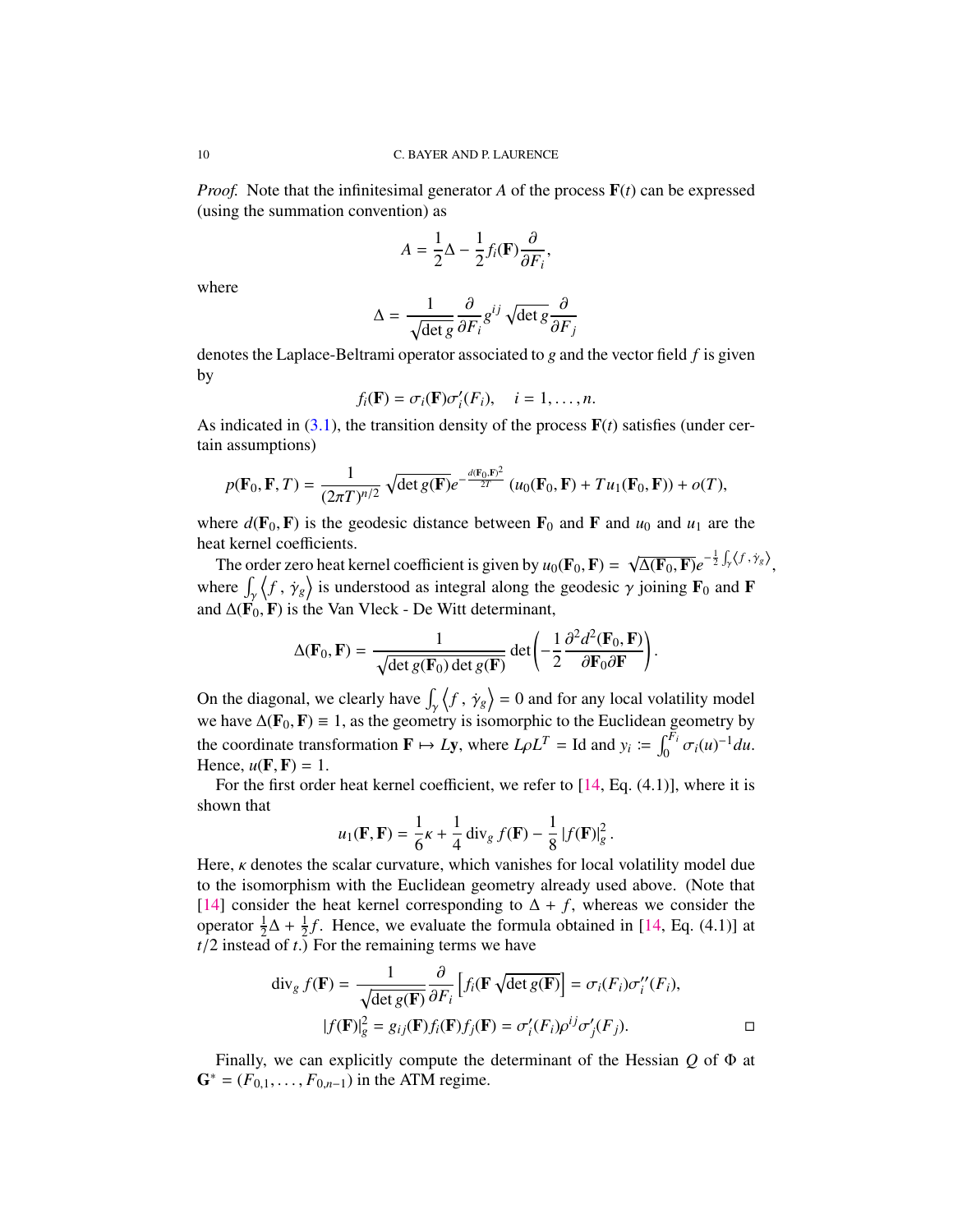*Proof.* Note that the infinitesimal generator $A$ of the process $\mathbf{F}(t)$ can be expressed (using the summation convention) as

$$A = \frac{1}{2}\Delta - \frac{1}{2} f_i(\mathbf{F}) \frac{\partial}{\partial F_i},$$

where

$$\Delta = \frac{1}{\sqrt{\det g}} \frac{\partial}{\partial F_i} g^{ij} \sqrt{\det g} \frac{\partial}{\partial F_j}$$

denotes the Laplace-Beltrami operator associated to $g$ and the vector field $f$ is given by

$$f_i(\mathbf{F}) = \sigma_i(\mathbf{F}) \sigma_i'(F_i), \quad i = 1, \ldots, n.$$

As indicated in (3.1), the transition density of the process $\mathbf{F}(t)$ satisfies (under certain assumptions)

$$p(\mathbf{F}_0, \mathbf{F}, T) = \frac{1}{(2\pi T)^{n/2}} \sqrt{\det g(\mathbf{F})} e^{-\frac{d(\mathbf{F}_0, \mathbf{F})^2}{2T}} \left( u_0(\mathbf{F}_0, \mathbf{F}) + T u_1(\mathbf{F}_0, \mathbf{F}) \right) + o(T),$$

where $d(\mathbf{F}_0, \mathbf{F})$ is the geodesic distance between $\mathbf{F}_0$ and $\mathbf{F}$ and $u_0$ and $u_1$ are the heat kernel coefficients.

The order zero heat kernel coefficient is given by $u_0(\mathbf{F}_0, \mathbf{F}) = \sqrt{\Delta(\mathbf{F}_0, \mathbf{F})} e^{-\frac{1}{2}\int_\gamma \langle f, \dot{\gamma}_g \rangle}$, where $\int_\gamma \langle f, \dot{\gamma}_g \rangle$ is understood as integral along the geodesic $\gamma$ joining $\mathbf{F}_0$ and $\mathbf{F}$ and $\Delta(\mathbf{F}_0, \mathbf{F})$ is the Van Vleck - De Witt determinant,

$$\Delta(\mathbf{F}_0, \mathbf{F}) = \frac{1}{\sqrt{\det g(\mathbf{F}_0) \det g(\mathbf{F})}} \det \left( -\frac{1}{2} \frac{\partial^2 d^2(\mathbf{F}_0, \mathbf{F})}{\partial \mathbf{F}_0 \partial \mathbf{F}} \right).$$

On the diagonal, we clearly have $\int_\gamma \langle f, \dot{\gamma}_g \rangle = 0$ and for any local volatility model we have $\Delta(\mathbf{F}_0, \mathbf{F}) \equiv 1$, as the geometry is isomorphic to the Euclidean geometry by the coordinate transformation $\mathbf{F} \mapsto L\mathbf{y}$, where $L\rho L^T = \mathrm{Id}$ and $y_i := \int_0^{F_i} \sigma_i(u)^{-1} du$. Hence, $u(\mathbf{F}, \mathbf{F}) = 1$.

For the first order heat kernel coefficient, we refer to [14, Eq. (4.1)], where it is shown that

$$u_1(\mathbf{F}, \mathbf{F}) = \frac{1}{6}\kappa + \frac{1}{4} \operatorname{div}_g f(\mathbf{F}) - \frac{1}{8} |f(\mathbf{F})|_g^2.$$

Here, $\kappa$ denotes the scalar curvature, which vanishes for local volatility model due to the isomorphism with the Euclidean geometry already used above. (Note that [14] consider the heat kernel corresponding to $\Delta + f$, whereas we consider the operator $\frac{1}{2}\Delta + \frac{1}{2} f$. Hence, we evaluate the formula obtained in [14, Eq. (4.1)] at $t/2$ instead of $t$.) For the remaining terms we have

$$\operatorname{div}_g f(\mathbf{F}) = \frac{1}{\sqrt{\det g(\mathbf{F})}} \frac{\partial}{\partial F_i} \left[ f_i(\mathbf{F} \sqrt{\det g(\mathbf{F})} \right] = \sigma_i(F_i) \sigma_i''(F_i),$$

$$|f(\mathbf{F})|_g^2 = g_{ij}(\mathbf{F}) f_i(\mathbf{F}) f_j(\mathbf{F}) = \sigma_i'(F_i) \rho^{ij} \sigma_j'(F_j).$$

□

Finally, we can explicitly compute the determinant of the Hessian $Q$ of $\Phi$ at $\mathbf{G}^* = (F_{0,1}, \ldots, F_{0,n-1})$ in the ATM regime.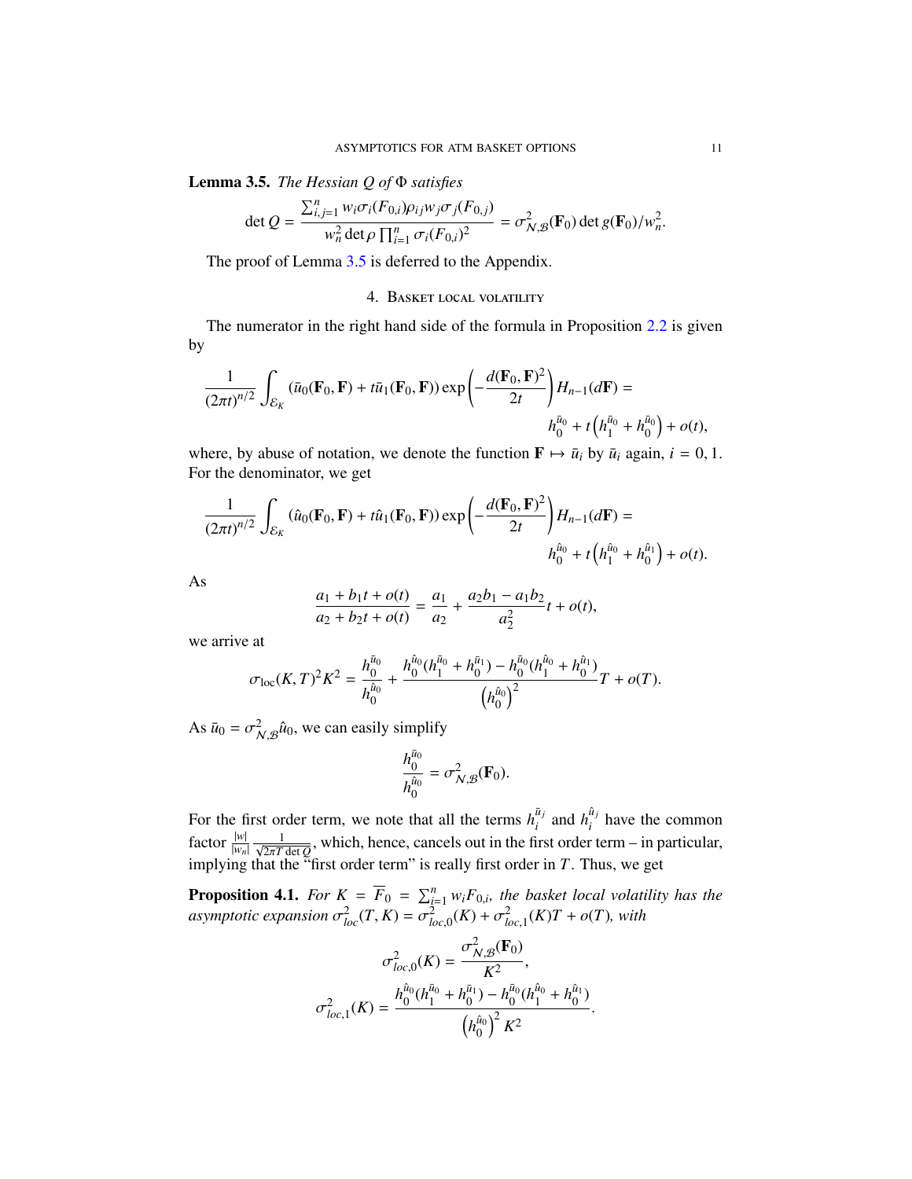**Lemma 3.5.** *The Hessian $Q$ of $\Phi$ satisfies*

$$\det Q = \frac{\sum_{i,j=1}^n w_i \sigma_i(F_{0,i}) \rho_{ij} w_j \sigma_j(F_{0,j})}{w_n^2 \det \rho \prod_{i=1}^n \sigma_i(F_{0,i})^2} = \sigma_{\mathcal{N},\mathcal{B}}^2(\mathbf{F}_0) \det g(\mathbf{F}_0)/w_n^2.$$

The proof of Lemma 3.5 is deferred to the Appendix.

## 4. Basket local volatility

The numerator in the right hand side of the formula in Proposition 2.2 is given by

$$\frac{1}{(2\pi t)^{n/2}} \int_{\mathcal{E}_K} (\bar{u}_0(\mathbf{F}_0, \mathbf{F}) + t\bar{u}_1(\mathbf{F}_0, \mathbf{F})) \exp\left( -\frac{d(\mathbf{F}_0, \mathbf{F})^2}{2t} \right) H_{n-1}(d\mathbf{F}) = h_0^{\bar{u}_0} + t\left( h_1^{\bar{u}_0} + h_0^{\bar{u}_0} \right) + o(t),$$

where, by abuse of notation, we denote the function $\mathbf{F} \mapsto \bar{u}_i$ by $\bar{u}_i$ again, $i = 0, 1$. For the denominator, we get

$$\frac{1}{(2\pi t)^{n/2}} \int_{\mathcal{E}_K} (\hat{u}_0(\mathbf{F}_0, \mathbf{F}) + t\hat{u}_1(\mathbf{F}_0, \mathbf{F})) \exp\left( -\frac{d(\mathbf{F}_0, \mathbf{F})^2}{2t} \right) H_{n-1}(d\mathbf{F}) = h_0^{\hat{u}_0} + t\left( h_1^{\hat{u}_0} + h_0^{\hat{u}_1} \right) + o(t).$$

As

$$\frac{a_1 + b_1 t + o(t)}{a_2 + b_2 t + o(t)} = \frac{a_1}{a_2} + \frac{a_2 b_1 - a_1 b_2}{a_2^2} t + o(t),$$

we arrive at

$$\sigma_{\text{loc}}(K, T)^2 K^2 = \frac{h_0^{\bar{u}_0}}{h_0^{\hat{u}_0}} + \frac{h_0^{\hat{u}_0}(h_1^{\bar{u}_0} + h_0^{\bar{u}_1}) - h_0^{\bar{u}_0}(h_1^{\hat{u}_0} + h_0^{\hat{u}_1})}{\left(h_0^{\hat{u}_0}\right)^2} T + o(T).$$

As $\bar{u}_0 = \sigma_{\mathcal{N},\mathcal{B}}^2 \hat{u}_0$, we can easily simplify

$$\frac{h_0^{\bar{u}_0}}{h_0^{\hat{u}_0}} = \sigma_{\mathcal{N},\mathcal{B}}^2(\mathbf{F}_0).$$

For the first order term, we note that all the terms $h_i^{\bar{u}_j}$ and $h_i^{\hat{u}_j}$ have the common factor $\frac{|w|}{|w_n|} \frac{1}{\sqrt{2\pi T \det Q}}$, which, hence, cancels out in the first order term – in particular, implying that the "first order term" is really first order in $T$. Thus, we get

**Proposition 4.1.** *For $K = \overline{F}_0 = \sum_{i=1}^n w_i F_{0,i}$, the basket local volatility has the asymptotic expansion $\sigma_{loc}^2(T, K) = \sigma_{loc,0}^2(K) + \sigma_{loc,1}^2(K) T + o(T)$, with*

$$\sigma_{loc,0}^2(K) = \frac{\sigma_{\mathcal{N},\mathcal{B}}^2(\mathbf{F}_0)}{K^2},$$

$$\sigma_{loc,1}^2(K) = \frac{h_0^{\hat{u}_0}(h_1^{\bar{u}_0} + h_0^{\bar{u}_1}) - h_0^{\bar{u}_0}(h_1^{\hat{u}_0} + h_0^{\hat{u}_1})}{\left(h_0^{\hat{u}_0}\right)^2 K^2}.$$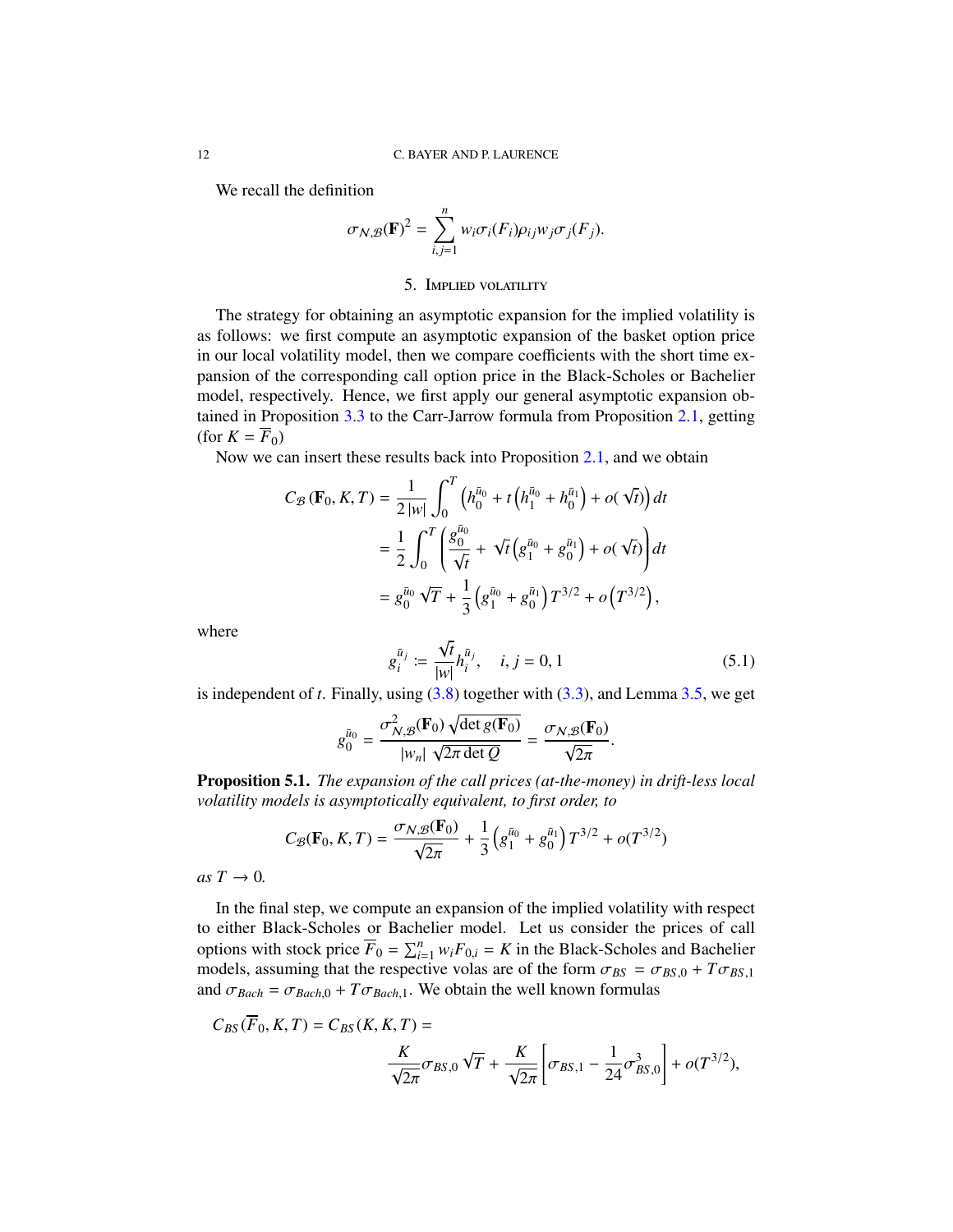We recall the definition

$$\sigma_{\mathcal{N},\mathcal{B}}(\mathbf{F})^2 = \sum_{i,j=1}^{n} w_i \sigma_i(F_i) \rho_{ij} w_j \sigma_j(F_j).$$

## 5. Implied volatility

The strategy for obtaining an asymptotic expansion for the implied volatility is as follows: we first compute an asymptotic expansion of the basket option price in our local volatility model, then we compare coefficients with the short time expansion of the corresponding call option price in the Black-Scholes or Bachelier model, respectively. Hence, we first apply our general asymptotic expansion obtained in Proposition 3.3 to the Carr-Jarrow formula from Proposition 2.1, getting (for $K = \overline{F}_0$)

Now we can insert these results back into Proposition 2.1, and we obtain

$$\begin{aligned}
C_{\mathcal{B}}(\mathbf{F}_0, K, T) &= \frac{1}{2\,|w|} \int_0^T \left( h_0^{\bar{u}_0} + t\left(h_1^{\bar{u}_0} + h_0^{\bar{u}_1}\right) + o(\sqrt{t}) \right) dt \\
&= \frac{1}{2} \int_0^T \left( \frac{g_0^{\bar{u}_0}}{\sqrt{t}} + \sqrt{t}\left(g_1^{\bar{u}_0} + g_0^{\bar{u}_1}\right) + o(\sqrt{t}) \right) dt \\
&= g_0^{\bar{u}_0} \sqrt{T} + \frac{1}{3}\left(g_1^{\bar{u}_0} + g_0^{\bar{u}_1}\right) T^{3/2} + o\left(T^{3/2}\right),
\end{aligned}$$

where

$$g_i^{\bar{u}_j} := \frac{\sqrt{t}}{|w|} h_i^{\bar{u}_j}, \quad i, j = 0, 1 \tag{5.1}$$

is independent of $t$. Finally, using (3.8) together with (3.3), and Lemma 3.5, we get

$$g_0^{\bar{u}_0} = \frac{\sigma^2_{\mathcal{N},\mathcal{B}}(\mathbf{F}_0)\sqrt{\det g(\mathbf{F}_0)}}{|w_n|\;\sqrt{2\pi}\det Q} = \frac{\sigma_{\mathcal{N},\mathcal{B}}(\mathbf{F}_0)}{\sqrt{2\pi}}.$$

**Proposition 5.1.** *The expansion of the call prices (at-the-money) in drift-less local volatility models is asymptotically equivalent, to first order, to*

$$C_{\mathcal{B}}(\mathbf{F}_0, K, T) = \frac{\sigma_{\mathcal{N},\mathcal{B}}(\mathbf{F}_0)}{\sqrt{2\pi}} + \frac{1}{3}\left(g_1^{\bar{u}_0} + g_0^{\bar{u}_1}\right) T^{3/2} + o(T^{3/2})$$

*as $T \to 0$.*

In the final step, we compute an expansion of the implied volatility with respect to either Black-Scholes or Bachelier model. Let us consider the prices of call options with stock price $\overline{F}_0 = \sum_{i=1}^n w_i F_{0,i} = K$ in the Black-Scholes and Bachelier models, assuming that the respective volas are of the form $\sigma_{BS} = \sigma_{BS,0} + T\sigma_{BS,1}$ and $\sigma_{Bach} = \sigma_{Bach,0} + T\sigma_{Bach,1}$. We obtain the well known formulas

$$C_{BS}(\overline{F}_0, K, T) = C_{BS}(K, K, T) = \frac{K}{\sqrt{2\pi}}\sigma_{BS,0}\sqrt{T} + \frac{K}{\sqrt{2\pi}}\left[\sigma_{BS,1} - \frac{1}{24}\sigma^3_{BS,0}\right] + o(T^{3/2}),$$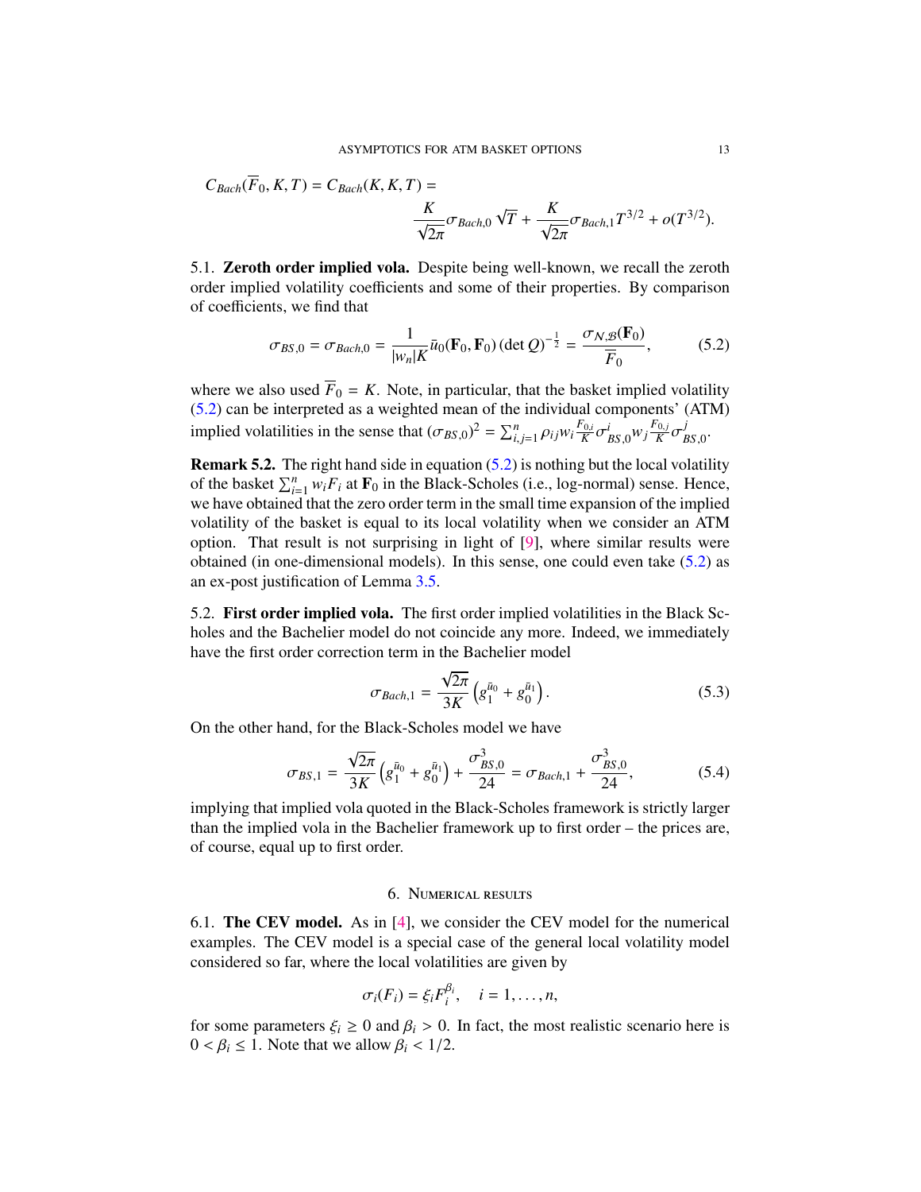$$C_{Bach}(\overline{F}_0, K, T) = C_{Bach}(K, K, T) = \frac{K}{\sqrt{2\pi}} \sigma_{Bach,0} \sqrt{T} + \frac{K}{\sqrt{2\pi}} \sigma_{Bach,1} T^{3/2} + o(T^{3/2}).$$

5.1. **Zeroth order implied vola.** Despite being well-known, we recall the zeroth order implied volatility coefficients and some of their properties. By comparison of coefficients, we find that

$$\sigma_{BS,0} = \sigma_{Bach,0} = \frac{1}{|w_n| K} \bar{u}_0(\mathbf{F}_0, \mathbf{F}_0) (\det Q)^{-\frac{1}{2}} = \frac{\sigma_{\mathcal{N},\mathcal{B}}(\mathbf{F}_0)}{\overline{F}_0}, \tag{5.2}$$

where we also used $\overline{F}_0 = K$. Note, in particular, that the basket implied volatility (5.2) can be interpreted as a weighted mean of the individual components' (ATM) implied volatilities in the sense that $(\sigma_{BS,0})^2 = \sum_{i,j=1}^n \rho_{ij} w_i \frac{F_{0,i}}{K} \sigma^i_{BS,0} w_j \frac{F_{0,j}}{K} \sigma^j_{BS,0}$.

**Remark 5.2.** The right hand side in equation (5.2) is nothing but the local volatility of the basket $\sum_{i=1}^n w_i F_i$ at $\mathbf{F}_0$ in the Black-Scholes (i.e., log-normal) sense. Hence, we have obtained that the zero order term in the small time expansion of the implied volatility of the basket is equal to its local volatility when we consider an ATM option. That result is not surprising in light of [9], where similar results were obtained (in one-dimensional models). In this sense, one could even take (5.2) as an ex-post justification of Lemma 3.5.

5.2. **First order implied vola.** The first order implied volatilities in the Black Scholes and the Bachelier model do not coincide any more. Indeed, we immediately have the first order correction term in the Bachelier model

$$\sigma_{Bach,1} = \frac{\sqrt{2\pi}}{3K} \left( g_1^{\bar{u}_0} + g_0^{\bar{u}_1} \right). \tag{5.3}$$

On the other hand, for the Black-Scholes model we have

$$\sigma_{BS,1} = \frac{\sqrt{2\pi}}{3K} \left( g_1^{\bar{u}_0} + g_0^{\bar{u}_1} \right) + \frac{\sigma_{BS,0}^3}{24} = \sigma_{Bach,1} + \frac{\sigma_{BS,0}^3}{24}, \tag{5.4}$$

implying that implied vola quoted in the Black-Scholes framework is strictly larger than the implied vola in the Bachelier framework up to first order – the prices are, of course, equal up to first order.

## 6. Numerical results

6.1. **The CEV model.** As in [4], we consider the CEV model for the numerical examples. The CEV model is a special case of the general local volatility model considered so far, where the local volatilities are given by

$$\sigma_i(F_i) = \xi_i F_i^{\beta_i}, \quad i = 1, \dots, n,$$

for some parameters $\xi_i \geq 0$ and $\beta_i > 0$. In fact, the most realistic scenario here is $0 < \beta_i \leq 1$. Note that we allow $\beta_i < 1/2$.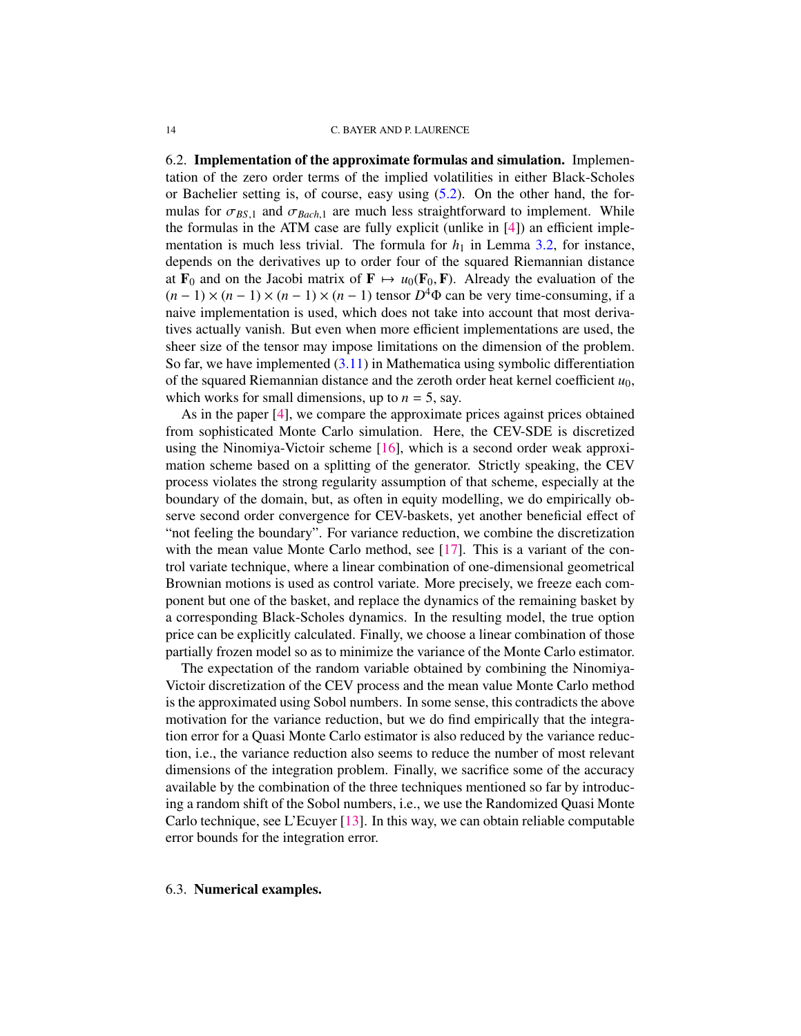### 6.2. **Implementation of the approximate formulas and simulation.**

Implementation of the zero order terms of the implied volatilities in either Black-Scholes or Bachelier setting is, of course, easy using (5.2). On the other hand, the formulas for $\sigma_{BS,1}$ and $\sigma_{Bach,1}$ are much less straightforward to implement. While the formulas in the ATM case are fully explicit (unlike in [4]) an efficient implementation is much less trivial. The formula for $h_1$ in Lemma 3.2, for instance, depends on the derivatives up to order four of the squared Riemannian distance at $\mathbf{F}_0$ and on the Jacobi matrix of $\mathbf{F} \mapsto u_0(\mathbf{F}_0, \mathbf{F})$. Already the evaluation of the $(n-1) \times (n-1) \times (n-1) \times (n-1)$ tensor $D^4\Phi$ can be very time-consuming, if a naive implementation is used, which does not take into account that most derivatives actually vanish. But even when more efficient implementations are used, the sheer size of the tensor may impose limitations on the dimension of the problem. So far, we have implemented (3.11) in Mathematica using symbolic differentiation of the squared Riemannian distance and the zeroth order heat kernel coefficient $u_0$, which works for small dimensions, up to $n = 5$, say.

As in the paper [4], we compare the approximate prices against prices obtained from sophisticated Monte Carlo simulation. Here, the CEV-SDE is discretized using the Ninomiya-Victoir scheme [16], which is a second order weak approximation scheme based on a splitting of the generator. Strictly speaking, the CEV process violates the strong regularity assumption of that scheme, especially at the boundary of the domain, but, as often in equity modelling, we do empirically observe second order convergence for CEV-baskets, yet another beneficial effect of "not feeling the boundary". For variance reduction, we combine the discretization with the mean value Monte Carlo method, see [17]. This is a variant of the control variate technique, where a linear combination of one-dimensional geometrical Brownian motions is used as control variate. More precisely, we freeze each component but one of the basket, and replace the dynamics of the remaining basket by a corresponding Black-Scholes dynamics. In the resulting model, the true option price can be explicitly calculated. Finally, we choose a linear combination of those partially frozen model so as to minimize the variance of the Monte Carlo estimator.

The expectation of the random variable obtained by combining the Ninomiya-Victoir discretization of the CEV process and the mean value Monte Carlo method is the approximated using Sobol numbers. In some sense, this contradicts the above motivation for the variance reduction, but we do find empirically that the integration error for a Quasi Monte Carlo estimator is also reduced by the variance reduction, i.e., the variance reduction also seems to reduce the number of most relevant dimensions of the integration problem. Finally, we sacrifice some of the accuracy available by the combination of the three techniques mentioned so far by introducing a random shift of the Sobol numbers, i.e., we use the Randomized Quasi Monte Carlo technique, see L'Ecuyer [13]. In this way, we can obtain reliable computable error bounds for the integration error.

### 6.3. **Numerical examples.**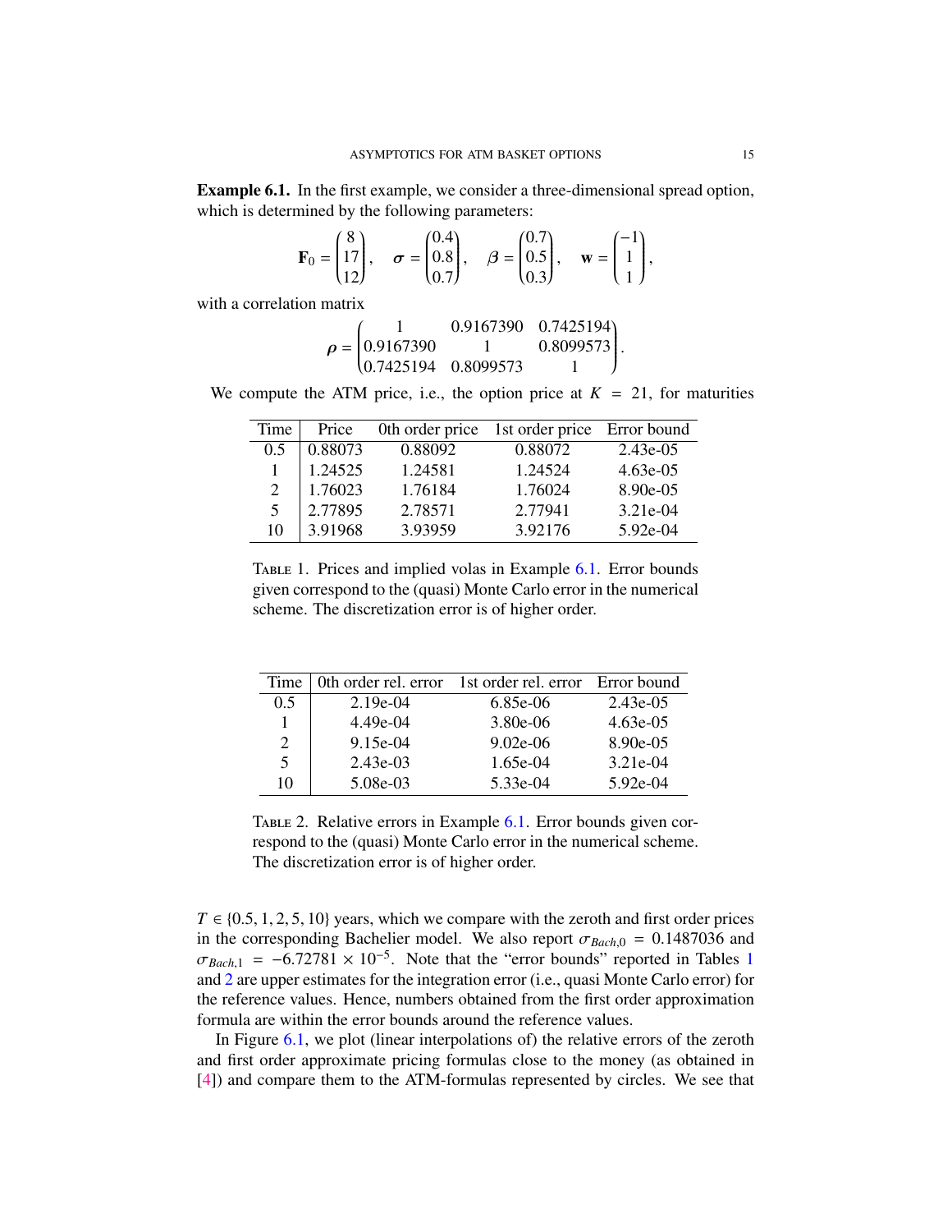**Example 6.1.** In the first example, we consider a three-dimensional spread option, which is determined by the following parameters:

$$\mathbf{F}_0 = \begin{pmatrix} 8 \\ 17 \\ 12 \end{pmatrix}, \quad \boldsymbol{\sigma} = \begin{pmatrix} 0.4 \\ 0.8 \\ 0.7 \end{pmatrix}, \quad \boldsymbol{\beta} = \begin{pmatrix} 0.7 \\ 0.5 \\ 0.3 \end{pmatrix}, \quad \mathbf{w} = \begin{pmatrix} -1 \\ 1 \\ 1 \end{pmatrix},$$

with a correlation matrix

$$\boldsymbol{\rho} = \begin{pmatrix} 1 & 0.9167390 & 0.7425194 \\ 0.9167390 & 1 & 0.8099573 \\ 0.7425194 & 0.8099573 & 1 \end{pmatrix}.$$

We compute the ATM price, i.e., the option price at $K = 21$, for maturities

| Time | Price | 0th order price | 1st order price | Error bound |
|---|---|---|---|---|
| 0.5 | 0.88073 | 0.88092 | 0.88072 | 2.43e-05 |
| 1 | 1.24525 | 1.24581 | 1.24524 | 4.63e-05 |
| 2 | 1.76023 | 1.76184 | 1.76024 | 8.90e-05 |
| 5 | 2.77895 | 2.78571 | 2.77941 | 3.21e-04 |
| 10 | 3.91968 | 3.93959 | 3.92176 | 5.92e-04 |

Table 1. Prices and implied volas in Example 6.1. Error bounds given correspond to the (quasi) Monte Carlo error in the numerical scheme. The discretization error is of higher order.

| Time | 0th order rel. error | 1st order rel. error | Error bound |
|---|---|---|---|
| 0.5 | 2.19e-04 | 6.85e-06 | 2.43e-05 |
| 1 | 4.49e-04 | 3.80e-06 | 4.63e-05 |
| 2 | 9.15e-04 | 9.02e-06 | 8.90e-05 |
| 5 | 2.43e-03 | 1.65e-04 | 3.21e-04 |
| 10 | 5.08e-03 | 5.33e-04 | 5.92e-04 |

Table 2. Relative errors in Example 6.1. Error bounds given correspond to the (quasi) Monte Carlo error in the numerical scheme. The discretization error is of higher order.

$T \in \{0.5, 1, 2, 5, 10\}$ years, which we compare with the zeroth and first order prices in the corresponding Bachelier model. We also report $\sigma_{Bach,0} = 0.1487036$ and $\sigma_{Bach,1} = -6.72781 \times 10^{-5}$. Note that the "error bounds" reported in Tables 1 and 2 are upper estimates for the integration error (i.e., quasi Monte Carlo error) for the reference values. Hence, numbers obtained from the first order approximation formula are within the error bounds around the reference values.

In Figure 6.1, we plot (linear interpolations of) the relative errors of the zeroth and first order approximate pricing formulas close to the money (as obtained in [4]) and compare them to the ATM-formulas represented by circles. We see that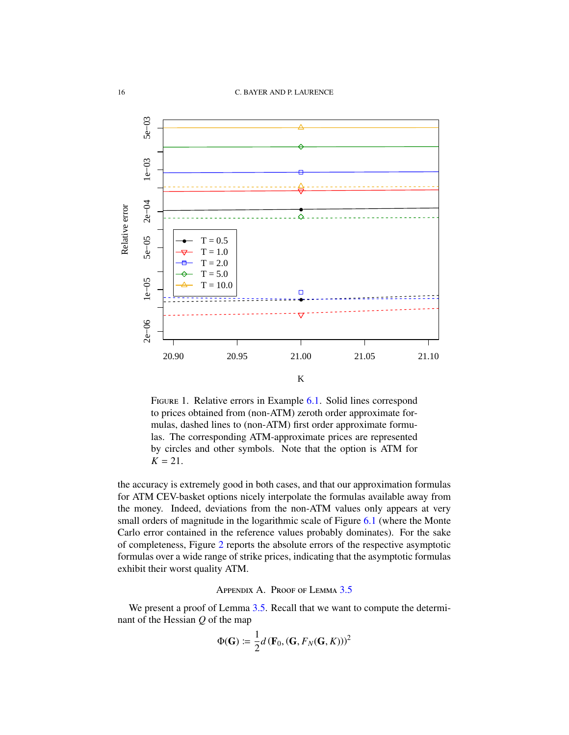FIGURE 1. Relative errors in Example 6.1. Solid lines correspond to prices obtained from (non-ATM) zeroth order approximate formulas, dashed lines to (non-ATM) first order approximate formulas. The corresponding ATM-approximate prices are represented by circles and other symbols. Note that the option is ATM for $K = 21$.

the accuracy is extremely good in both cases, and that our approximation formulas for ATM CEV-basket options nicely interpolate the formulas available away from the money. Indeed, deviations from the non-ATM values only appears at very small orders of magnitude in the logarithmic scale of Figure 6.1 (where the Monte Carlo error contained in the reference values probably dominates). For the sake of completeness, Figure 2 reports the absolute errors of the respective asymptotic formulas over a wide range of strike prices, indicating that the asymptotic formulas exhibit their worst quality ATM.

## Appendix A. Proof of Lemma 3.5

We present a proof of Lemma 3.5. Recall that we want to compute the determinant of the Hessian $Q$ of the map

$$\Phi(\mathbf{G}) := \frac{1}{2} d\left(\mathbf{F}_0, (\mathbf{G}, F_N(\mathbf{G}, K))\right)^2$$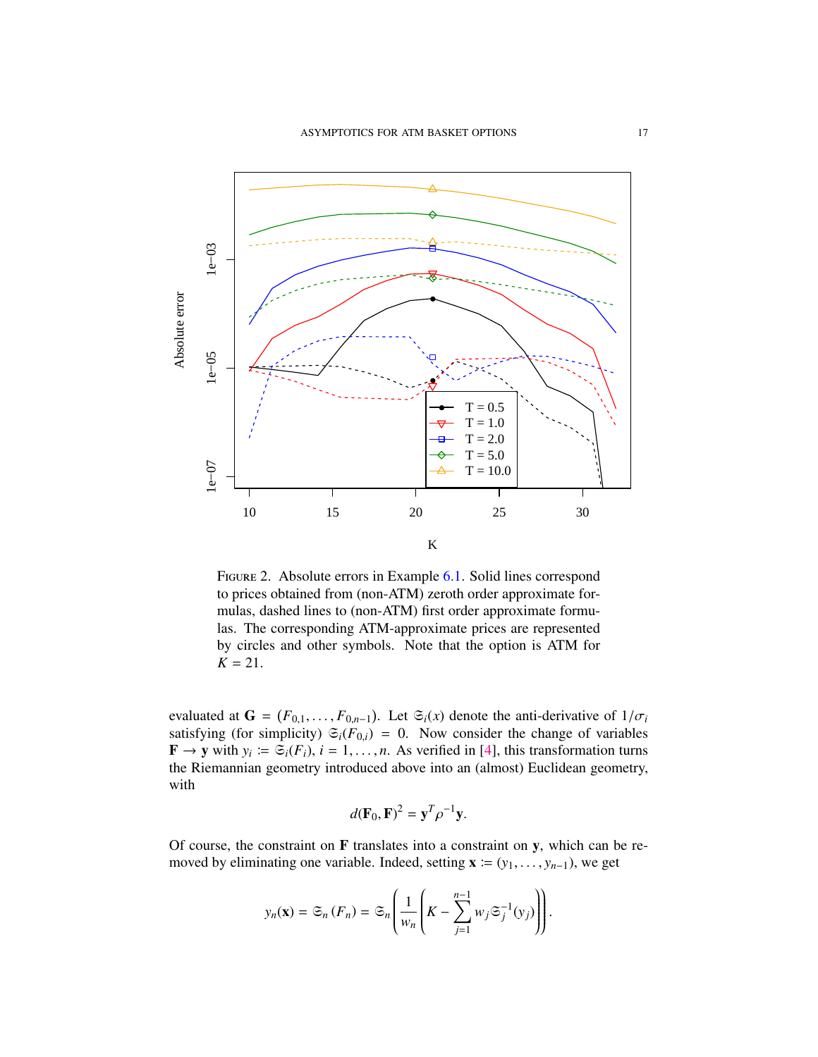FIGURE 2. Absolute errors in Example 6.1. Solid lines correspond to prices obtained from (non-ATM) zeroth order approximate formulas, dashed lines to (non-ATM) first order approximate formulas. The corresponding ATM-approximate prices are represented by circles and other symbols. Note that the option is ATM for $K = 21$.

evaluated at $\mathbf{G} = (F_{0,1}, \ldots, F_{0,n-1})$. Let $\mathfrak{S}_i(x)$ denote the anti-derivative of $1/\sigma_i$ satisfying (for simplicity) $\mathfrak{S}_i(F_{0,i}) = 0$. Now consider the change of variables $\mathbf{F} \to \mathbf{y}$ with $y_i := \mathfrak{S}_i(F_i)$, $i = 1, \ldots, n$. As verified in [4], this transformation turns the Riemannian geometry introduced above into an (almost) Euclidean geometry, with

$$d(\mathbf{F}_0, \mathbf{F})^2 = \mathbf{y}^T \rho^{-1} \mathbf{y}.$$

Of course, the constraint on $\mathbf{F}$ translates into a constraint on $\mathbf{y}$, which can be removed by eliminating one variable. Indeed, setting $\mathbf{x} := (y_1, \ldots, y_{n-1})$, we get

$$y_n(\mathbf{x}) = \mathfrak{S}_n(F_n) = \mathfrak{S}_n\left(\frac{1}{w_n}\left(K - \sum_{j=1}^{n-1} w_j \mathfrak{S}_j^{-1}(y_j)\right)\right).$$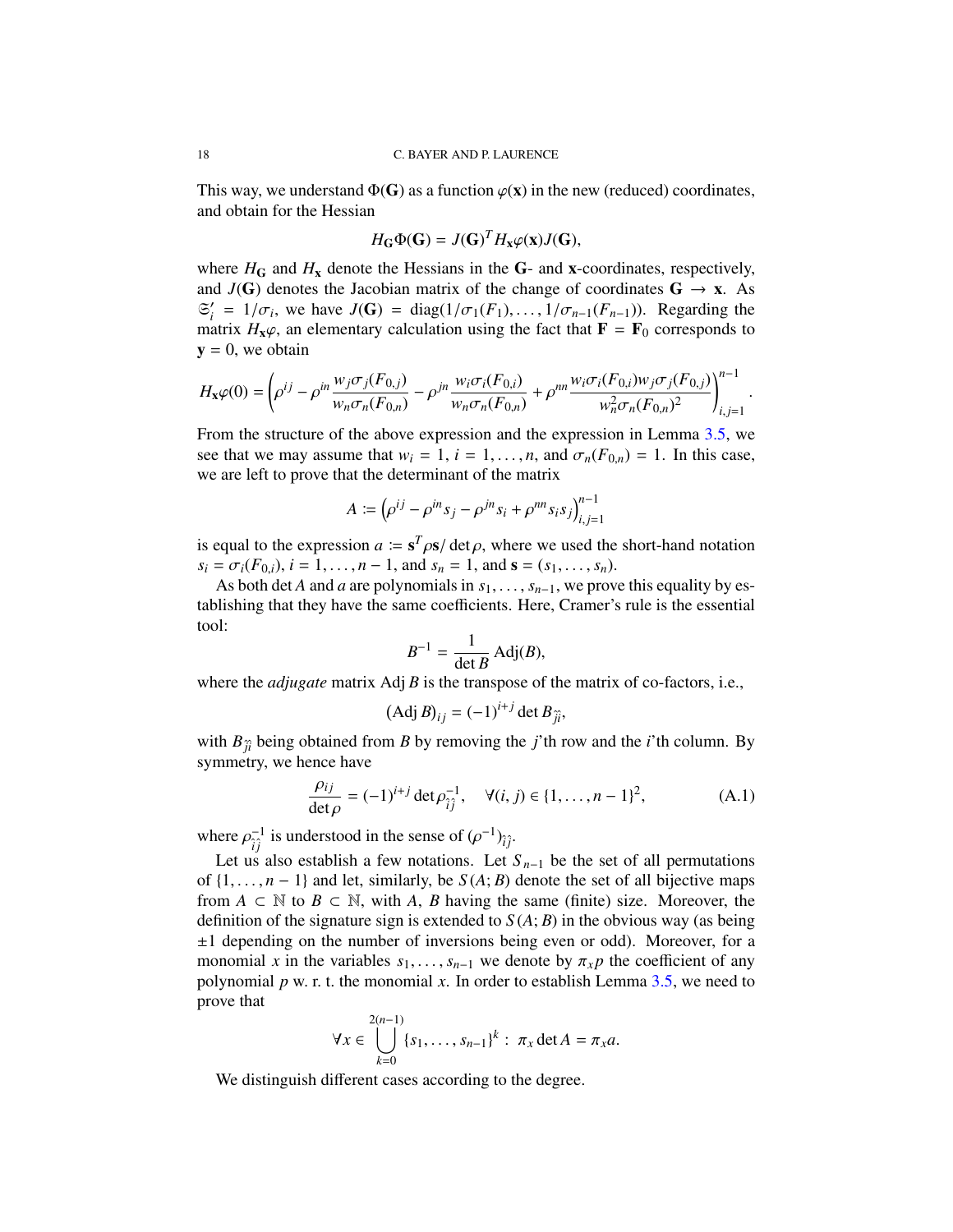This way, we understand $\Phi(\mathbf{G})$ as a function $\varphi(\mathbf{x})$ in the new (reduced) coordinates, and obtain for the Hessian

$$H_{\mathbf{G}}\Phi(\mathbf{G}) = J(\mathbf{G})^T H_{\mathbf{x}}\varphi(\mathbf{x}) J(\mathbf{G}),$$

where $H_{\mathbf{G}}$ and $H_{\mathbf{x}}$ denote the Hessians in the $\mathbf{G}$- and $\mathbf{x}$-coordinates, respectively, and $J(\mathbf{G})$ denotes the Jacobian matrix of the change of coordinates $\mathbf{G} \to \mathbf{x}$. As $\mathfrak{S}_i' = 1/\sigma_i$, we have $J(\mathbf{G}) = \operatorname{diag}(1/\sigma_1(F_1), \ldots, 1/\sigma_{n-1}(F_{n-1}))$. Regarding the matrix $H_{\mathbf{x}}\varphi$, an elementary calculation using the fact that $\mathbf{F} = \mathbf{F}_0$ corresponds to $\mathbf{y} = 0$, we obtain

$$H_{\mathbf{x}}\varphi(0) = \left(\rho^{ij} - \rho^{in}\frac{w_j\sigma_j(F_{0,j})}{w_n\sigma_n(F_{0,n})} - \rho^{jn}\frac{w_i\sigma_i(F_{0,i})}{w_n\sigma_n(F_{0,n})} + \rho^{nn}\frac{w_i\sigma_i(F_{0,i})w_j\sigma_j(F_{0,j})}{w_n^2\sigma_n(F_{0,n})^2}\right)_{i,j=1}^{n-1}.$$

From the structure of the above expression and the expression in Lemma 3.5, we see that we may assume that $w_i = 1$, $i = 1, \ldots, n$, and $\sigma_n(F_{0,n}) = 1$. In this case, we are left to prove that the determinant of the matrix

$$A \coloneqq \left(\rho^{ij} - \rho^{in}s_j - \rho^{jn}s_i + \rho^{nn}s_is_j\right)_{i,j=1}^{n-1}$$

is equal to the expression $a \coloneqq \mathbf{s}^T\rho\mathbf{s}/\det\rho$, where we used the short-hand notation $s_i = \sigma_i(F_{0,i})$, $i = 1, \ldots, n-1$, and $s_n = 1$, and $\mathbf{s} = (s_1, \ldots, s_n)$.

As both $\det A$ and $a$ are polynomials in $s_1, \ldots, s_{n-1}$, we prove this equality by establishing that they have the same coefficients. Here, Cramer's rule is the essential tool:

$$B^{-1} = \frac{1}{\det B}\operatorname{Adj}(B),$$

where the *adjugate* matrix $\operatorname{Adj} B$ is the transpose of the matrix of co-factors, i.e.,

$$(\operatorname{Adj} B)_{ij} = (-1)^{i+j}\det B_{\hat{j}\hat{i}},$$

with $B_{\hat{j}\hat{i}}$ being obtained from $B$ by removing the $j$'th row and the $i$'th column. By symmetry, we hence have

$$\frac{\rho_{ij}}{\det\rho} = (-1)^{i+j}\det\rho^{-1}_{\hat{i}\hat{j}}, \quad \forall (i,j) \in \{1, \ldots, n-1\}^2, \tag{A.1}$$

where $\rho^{-1}_{\hat{i}\hat{j}}$ is understood in the sense of $(\rho^{-1})_{\hat{i}\hat{j}}$.

Let us also establish a few notations. Let $S_{n-1}$ be the set of all permutations of $\{1, \ldots, n-1\}$ and let, similarly, be $S(A; B)$ denote the set of all bijective maps from $A \subset \mathbb{N}$ to $B \subset \mathbb{N}$, with $A$, $B$ having the same (finite) size. Moreover, the definition of the signature sign is extended to $S(A; B)$ in the obvious way (as being $\pm 1$ depending on the number of inversions being even or odd). Moreover, for a monomial $x$ in the variables $s_1, \ldots, s_{n-1}$ we denote by $\pi_x p$ the coefficient of any polynomial $p$ w. r. t. the monomial $x$. In order to establish Lemma 3.5, we need to prove that

$$\forall x \in \bigcup_{k=0}^{2(n-1)} \{s_1, \ldots, s_{n-1}\}^k : \ \pi_x \det A = \pi_x a.$$

We distinguish different cases according to the degree.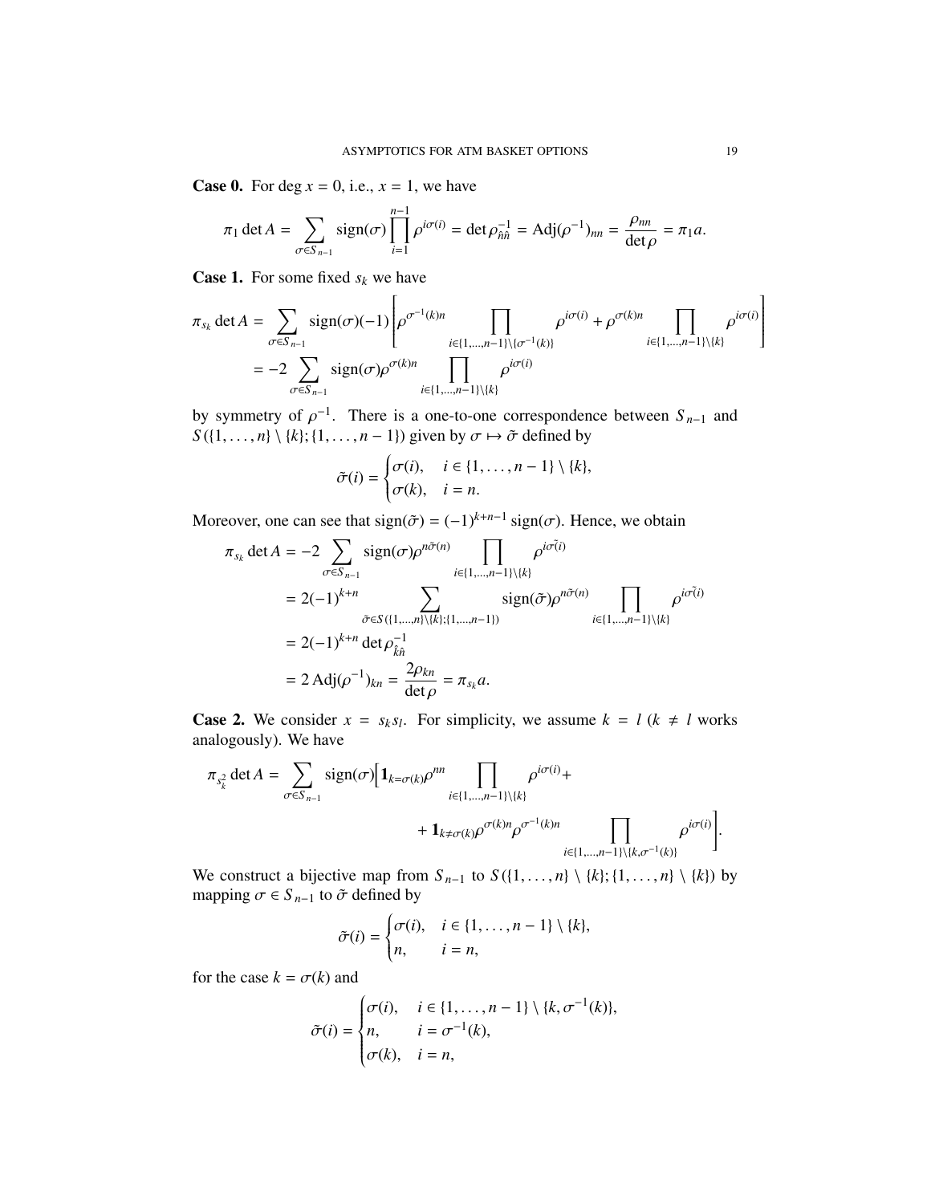**Case 0.** For $\deg x = 0$, i.e., $x = 1$, we have

$$\pi_1 \det A = \sum_{\sigma \in S_{n-1}} \operatorname{sign}(\sigma) \prod_{i=1}^{n-1} \rho^{i\sigma(i)} = \det \rho^{-1}_{\hat{n}\hat{n}} = \operatorname{Adj}(\rho^{-1})_{nn} = \frac{\rho_{nn}}{\det \rho} = \pi_1 a.$$

**Case 1.** For some fixed $s_k$ we have

$$\begin{aligned}
\pi_{s_k} \det A &= \sum_{\sigma \in S_{n-1}} \operatorname{sign}(\sigma)(-1) \left[ \rho^{\sigma^{-1}(k)n} \prod_{i \in \{1,\dots,n-1\} \setminus \{\sigma^{-1}(k)\}} \rho^{i\sigma(i)} + \rho^{\sigma(k)n} \prod_{i \in \{1,\dots,n-1\} \setminus \{k\}} \rho^{i\sigma(i)} \right] \\
&= -2 \sum_{\sigma \in S_{n-1}} \operatorname{sign}(\sigma) \rho^{\sigma(k)n} \prod_{i \in \{1,\dots,n-1\} \setminus \{k\}} \rho^{i\sigma(i)}
\end{aligned}$$

by symmetry of $\rho^{-1}$. There is a one-to-one correspondence between $S_{n-1}$ and $S(\{1,\dots,n\} \setminus \{k\}; \{1,\dots,n-1\})$ given by $\sigma \mapsto \tilde{\sigma}$ defined by

$$\tilde{\sigma}(i) = \begin{cases} \sigma(i), & i \in \{1,\dots,n-1\} \setminus \{k\}, \\ \sigma(k), & i = n. \end{cases}$$

Moreover, one can see that $\operatorname{sign}(\tilde{\sigma}) = (-1)^{k+n-1} \operatorname{sign}(\sigma)$. Hence, we obtain

$$\begin{aligned}
\pi_{s_k} \det A &= -2 \sum_{\sigma \in S_{n-1}} \operatorname{sign}(\sigma) \rho^{n\tilde{\sigma}(n)} \prod_{i \in \{1,\dots,n-1\} \setminus \{k\}} \rho^{i\tilde{\sigma}(i)} \\
&= 2(-1)^{k+n} \sum_{\tilde{\sigma} \in S(\{1,\dots,n\} \setminus \{k\}; \{1,\dots,n-1\})} \operatorname{sign}(\tilde{\sigma}) \rho^{n\tilde{\sigma}(n)} \prod_{i \in \{1,\dots,n-1\} \setminus \{k\}} \rho^{i\tilde{\sigma}(i)} \\
&= 2(-1)^{k+n} \det \rho^{-1}_{\hat{k}\hat{n}} \\
&= 2 \operatorname{Adj}(\rho^{-1})_{kn} = \frac{2\rho_{kn}}{\det \rho} = \pi_{s_k} a.
\end{aligned}$$

**Case 2.** We consider $x = s_k s_l$. For simplicity, we assume $k = l$ ($k \neq l$ works analogously). We have

$$\begin{aligned}
\pi_{s_k^2} \det A = \sum_{\sigma \in S_{n-1}} \operatorname{sign}(\sigma) \Big[ &\mathbf{1}_{k=\sigma(k)} \rho^{nn} \prod_{i \in \{1,\dots,n-1\} \setminus \{k\}} \rho^{i\sigma(i)} + \\
&+ \mathbf{1}_{k \neq \sigma(k)} \rho^{\sigma(k)n} \rho^{\sigma^{-1}(k)n} \prod_{i \in \{1,\dots,n-1\} \setminus \{k,\sigma^{-1}(k)\}} \rho^{i\sigma(i)} \Big].
\end{aligned}$$

We construct a bijective map from $S_{n-1}$ to $S(\{1,\dots,n\} \setminus \{k\}; \{1,\dots,n\} \setminus \{k\})$ by mapping $\sigma \in S_{n-1}$ to $\tilde{\sigma}$ defined by

$$\tilde{\sigma}(i) = \begin{cases} \sigma(i), & i \in \{1,\dots,n-1\} \setminus \{k\}, \\ n, & i = n, \end{cases}$$

for the case $k = \sigma(k)$ and

$$\tilde{\sigma}(i) = \begin{cases} \sigma(i), & i \in \{1,\dots,n-1\} \setminus \{k, \sigma^{-1}(k)\}, \\ n, & i = \sigma^{-1}(k), \\ \sigma(k), & i = n, \end{cases}$$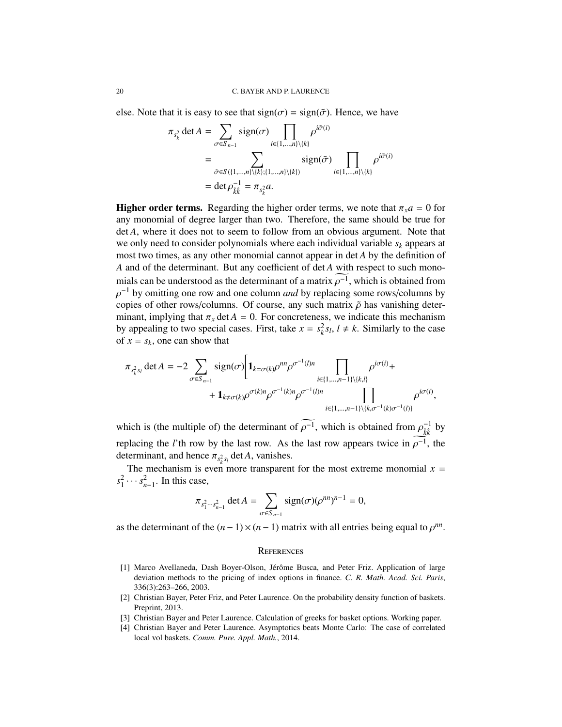else. Note that it is easy to see that $\text{sign}(\sigma) = \text{sign}(\tilde{\sigma})$. Hence, we have

$$\begin{aligned}
\pi_{s_k^2} \det A &= \sum_{\sigma \in S_{n-1}} \text{sign}(\sigma) \prod_{i \in \{1,\dots,n\} \setminus \{k\}} \rho^{i\tilde{\sigma}(i)} \\
&= \sum_{\tilde{\sigma} \in S(\{1,\dots,n\}\setminus\{k\};\{1,\dots,n\}\setminus\{k\})} \text{sign}(\tilde{\sigma}) \prod_{i \in \{1,\dots,n\} \setminus \{k\}} \rho^{i\tilde{\sigma}(i)} \\
&= \det \rho^{-1}_{\hat{k}\hat{k}} = \pi_{s_k^2} a.
\end{aligned}$$

**Higher order terms.** Regarding the higher order terms, we note that $\pi_x a = 0$ for any monomial of degree larger than two. Therefore, the same should be true for $\det A$, where it does not to seem to follow from an obvious argument. Note that we only need to consider polynomials where each individual variable $s_k$ appears at most two times, as any other monomial cannot appear in $\det A$ by the definition of $A$ and of the determinant. But any coefficient of $\det A$ with respect to such monomials can be understood as the determinant of a matrix $\widetilde{\rho^{-1}}$, which is obtained from $\rho^{-1}$ by omitting one row and one column *and* by replacing some rows/columns by copies of other rows/columns. Of course, any such matrix $\tilde{\rho}$ has vanishing determinant, implying that $\pi_x \det A = 0$. For concreteness, we indicate this mechanism by appealing to two special cases. First, take $x = s_k^2 s_l$, $l \neq k$. Similarly to the case of $x = s_k$, one can show that

$$\begin{aligned}
\pi_{s_k^2 s_l} \det A = -2 \sum_{\sigma \in S_{n-1}} \text{sign}(\sigma) \Bigg[ &\mathbf{1}_{k=\sigma(k)} \rho^{nn} \rho^{\sigma^{-1}(l)n} \prod_{i \in \{1,\dots,n-1\} \setminus \{k,l\}} \rho^{i\sigma(i)} + \\
&+ \mathbf{1}_{k \neq \sigma(k)} \rho^{\sigma(k)n} \rho^{\sigma^{-1}(k)n} \rho^{\sigma^{-1}(l)n} \prod_{i \in \{1,\dots,n-1\} \setminus \{k,\sigma^{-1}(k)\sigma^{-1}(l)\}} \rho^{i\sigma(i)},
\end{aligned}$$

which is (the multiple of) the determinant of $\widetilde{\rho^{-1}}$, which is obtained from $\rho^{-1}_{\hat{k}\hat{k}}$ by replacing the $l$'th row by the last row. As the last row appears twice in $\widetilde{\rho^{-1}}$, the determinant, and hence $\pi_{s_k^2 s_l} \det A$, vanishes.

The mechanism is even more transparent for the most extreme monomial $x = s_1^2 \cdots s_{n-1}^2$. In this case,

$$\pi_{s_1^2 \cdots s_{n-1}^2} \det A = \sum_{\sigma \in S_{n-1}} \text{sign}(\sigma) (\rho^{nn})^{n-1} = 0,$$

as the determinant of the $(n-1) \times (n-1)$ matrix with all entries being equal to $\rho^{nn}$.

## References

[1] Marco Avellaneda, Dash Boyer-Olson, Jérôme Busca, and Peter Friz. Application of large deviation methods to the pricing of index options in finance. *C. R. Math. Acad. Sci. Paris*, 336(3):263–266, 2003.

[2] Christian Bayer, Peter Friz, and Peter Laurence. On the probability density function of baskets. Preprint, 2013.

[3] Christian Bayer and Peter Laurence. Calculation of greeks for basket options. Working paper.

[4] Christian Bayer and Peter Laurence. Asymptotics beats Monte Carlo: The case of correlated local vol baskets. *Comm. Pure. Appl. Math.*, 2014.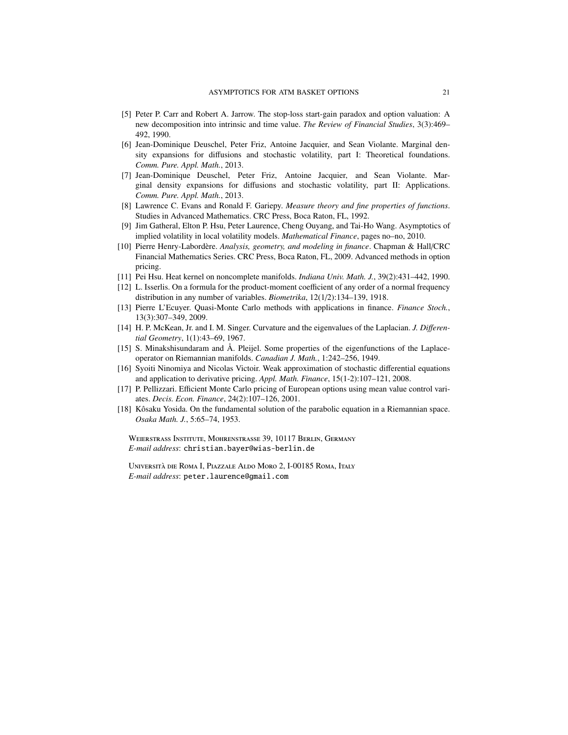[5] Peter P. Carr and Robert A. Jarrow. The stop-loss start-gain paradox and option valuation: A new decomposition into intrinsic and time value. *The Review of Financial Studies*, 3(3):469–492, 1990.

[6] Jean-Dominique Deuschel, Peter Friz, Antoine Jacquier, and Sean Violante. Marginal density expansions for diffusions and stochastic volatility, part I: Theoretical foundations. *Comm. Pure. Appl. Math.*, 2013.

[7] Jean-Dominique Deuschel, Peter Friz, Antoine Jacquier, and Sean Violante. Marginal density expansions for diffusions and stochastic volatility, part II: Applications. *Comm. Pure. Appl. Math.*, 2013.

[8] Lawrence C. Evans and Ronald F. Gariepy. *Measure theory and fine properties of functions*. Studies in Advanced Mathematics. CRC Press, Boca Raton, FL, 1992.

[9] Jim Gatheral, Elton P. Hsu, Peter Laurence, Cheng Ouyang, and Tai-Ho Wang. Asymptotics of implied volatility in local volatility models. *Mathematical Finance*, pages no–no, 2010.

[10] Pierre Henry-Labordère. *Analysis, geometry, and modeling in finance*. Chapman & Hall/CRC Financial Mathematics Series. CRC Press, Boca Raton, FL, 2009. Advanced methods in option pricing.

[11] Pei Hsu. Heat kernel on noncomplete manifolds. *Indiana Univ. Math. J.*, 39(2):431–442, 1990.

[12] L. Isserlis. On a formula for the product-moment coefficient of any order of a normal frequency distribution in any number of variables. *Biometrika*, 12(1/2):134–139, 1918.

[13] Pierre L'Ecuyer. Quasi-Monte Carlo methods with applications in finance. *Finance Stoch.*, 13(3):307–349, 2009.

[14] H. P. McKean, Jr. and I. M. Singer. Curvature and the eigenvalues of the Laplacian. *J. Differential Geometry*, 1(1):43–69, 1967.

[15] S. Minakshisundaram and Å. Pleijel. Some properties of the eigenfunctions of the Laplace-operator on Riemannian manifolds. *Canadian J. Math.*, 1:242–256, 1949.

[16] Syoiti Ninomiya and Nicolas Victoir. Weak approximation of stochastic differential equations and application to derivative pricing. *Appl. Math. Finance*, 15(1-2):107–121, 2008.

[17] P. Pellizzari. Efficient Monte Carlo pricing of European options using mean value control variates. *Decis. Econ. Finance*, 24(2):107–126, 2001.

[18] Kôsaku Yosida. On the fundamental solution of the parabolic equation in a Riemannian space. *Osaka Math. J.*, 5:65–74, 1953.

Weierstrass Institute, Mohrenstrasse 39, 10117 Berlin, Germany
*E-mail address*: christian.bayer@wias-berlin.de

Università die Roma I, Piazzale Aldo Moro 2, I-00185 Roma, Italy
*E-mail address*: peter.laurence@gmail.com